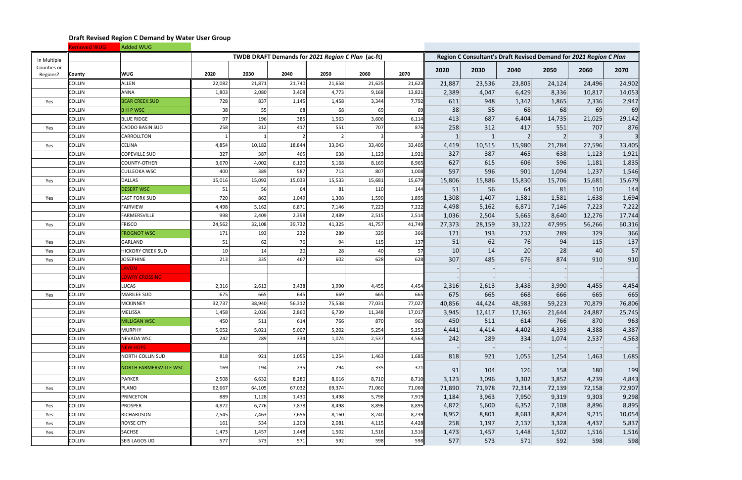## Draft Revised Region C Demand by Water User Group

Removed WUG | Added WUG

| In Multiple Counties or Regions? | County | WUG | TWDB DRAFT Demands for *2021 Region C Plan* (ac-ft) | | | | | | Region C Consultant's Draft Revised Demand for *2021 Region C Plan* | | | | | |
|---|---|---|---|---|---|---|---|---|---|---|---|---|---|---|
| | | | 2020 | 2030 | 2040 | 2050 | 2060 | 2070 | 2020 | 2030 | 2040 | 2050 | 2060 | 2070 |
| | COLLIN | ALLEN | 22,082 | 21,871 | 21,740 | 21,658 | 21,625 | 21,623 | 21,887 | 23,536 | 23,805 | 24,124 | 24,496 | 24,902 |
| | COLLIN | ANNA | 1,803 | 2,080 | 3,408 | 4,773 | 9,168 | 13,821 | 2,389 | 4,047 | 6,429 | 8,336 | 10,817 | 14,053 |
| Yes | COLLIN | BEAR CREEK SUD | 728 | 837 | 1,145 | 1,458 | 3,344 | 7,792 | 611 | 948 | 1,342 | 1,865 | 2,336 | 2,947 |
| | COLLIN | B H P WSC | 38 | 55 | 68 | 68 | 69 | 69 | 38 | 55 | 68 | 68 | 69 | 69 |
| | COLLIN | BLUE RIDGE | 97 | 196 | 385 | 1,563 | 3,606 | 6,114 | 413 | 687 | 6,404 | 14,735 | 21,025 | 29,142 |
| Yes | COLLIN | CADDO BASIN SUD | 258 | 312 | 417 | 551 | 707 | 876 | 258 | 312 | 417 | 551 | 707 | 876 |
| | COLLIN | CARROLLTON | 1 | 1 | 2 | 2 | 3 | 3 | 1 | 1 | 2 | 2 | 3 | 3 |
| Yes | COLLIN | CELINA | 4,854 | 10,182 | 18,844 | 33,043 | 33,409 | 33,405 | 4,419 | 10,515 | 15,980 | 21,784 | 27,596 | 33,405 |
| | COLLIN | COPEVILLE SUD | 327 | 387 | 465 | 638 | 1,123 | 1,921 | 327 | 387 | 465 | 638 | 1,123 | 1,921 |
| | COLLIN | COUNTY-OTHER | 3,670 | 4,002 | 6,120 | 5,168 | 8,169 | 8,965 | 627 | 615 | 606 | 596 | 1,181 | 1,835 |
| | COLLIN | CULLEOKA WSC | 400 | 389 | 587 | 713 | 807 | 1,008 | 597 | 596 | 901 | 1,094 | 1,237 | 1,546 |
| Yes | COLLIN | DALLAS | 15,016 | 15,092 | 15,039 | 15,533 | 15,681 | 15,679 | 15,806 | 15,886 | 15,830 | 15,706 | 15,681 | 15,679 |
| | COLLIN | DESERT WSC | 51 | 56 | 64 | 81 | 110 | 144 | 51 | 56 | 64 | 81 | 110 | 144 |
| Yes | COLLIN | EAST FORK SUD | 720 | 863 | 1,049 | 1,308 | 1,590 | 1,895 | 1,308 | 1,407 | 1,581 | 1,581 | 1,638 | 1,694 |
| | COLLIN | FAIRVIEW | 4,498 | 5,162 | 6,871 | 7,146 | 7,223 | 7,222 | 4,498 | 5,162 | 6,871 | 7,146 | 7,223 | 7,222 |
| | COLLIN | FARMERSVILLE | 998 | 2,409 | 2,398 | 2,489 | 2,515 | 2,514 | 1,036 | 2,504 | 5,665 | 8,640 | 12,276 | 17,744 |
| Yes | COLLIN | FRISCO | 24,562 | 32,108 | 39,732 | 41,325 | 41,757 | 41,749 | 27,373 | 28,159 | 33,122 | 47,995 | 56,266 | 60,316 |
| | COLLIN | FROGNOT WSC | 171 | 193 | 232 | 289 | 329 | 366 | 171 | 193 | 232 | 289 | 329 | 366 |
| Yes | COLLIN | GARLAND | 51 | 62 | 76 | 94 | 115 | 137 | 51 | 62 | 76 | 94 | 115 | 137 |
| Yes | COLLIN | HICKORY CREEK SUD | 10 | 14 | 20 | 28 | 40 | 57 | 10 | 14 | 20 | 28 | 40 | 57 |
| Yes | COLLIN | JOSEPHINE | 213 | 335 | 467 | 602 | 628 | 628 | 307 | 485 | 676 | 874 | 910 | 910 |
| | COLLIN | LAVON | | | | | | | - | - | - | - | - | - |
| | COLLIN | LOWRY CROSSING | | | | | | | - | - | - | - | - | - |
| | COLLIN | LUCAS | 2,316 | 2,613 | 3,438 | 3,990 | 4,455 | 4,454 | 2,316 | 2,613 | 3,438 | 3,990 | 4,455 | 4,454 |
| Yes | COLLIN | MARILEE SUD | 675 | 665 | 645 | 669 | 665 | 665 | 675 | 665 | 668 | 666 | 665 | 665 |
| | COLLIN | MCKINNEY | 32,737 | 38,940 | 56,312 | 75,538 | 77,031 | 77,027 | 40,856 | 44,424 | 48,983 | 59,223 | 70,879 | 76,806 |
| | COLLIN | MELISSA | 1,458 | 2,026 | 2,860 | 6,739 | 11,348 | 17,017 | 3,945 | 12,417 | 17,365 | 21,644 | 24,887 | 25,745 |
| | COLLIN | MILLIGAN WSC | 450 | 511 | 614 | 766 | 870 | 963 | 450 | 511 | 614 | 766 | 870 | 963 |
| | COLLIN | MURPHY | 5,052 | 5,021 | 5,007 | 5,202 | 5,254 | 5,253 | 4,441 | 4,414 | 4,402 | 4,393 | 4,388 | 4,387 |
| | COLLIN | NEVADA WSC | 242 | 289 | 334 | 1,074 | 2,537 | 4,563 | 242 | 289 | 334 | 1,074 | 2,537 | 4,563 |
| | COLLIN | NEW HOPE | | | | | | | - | - | - | - | - | - |
| | COLLIN | NORTH COLLIN SUD | 818 | 921 | 1,055 | 1,254 | 1,463 | 1,685 | 818 | 921 | 1,055 | 1,254 | 1,463 | 1,685 |
| | COLLIN | NORTH FARMERSVILLE WSC | 169 | 194 | 235 | 294 | 335 | 371 | 91 | 104 | 126 | 158 | 180 | 199 |
| | COLLIN | PARKER | 2,508 | 6,632 | 8,280 | 8,616 | 8,710 | 8,710 | 3,123 | 3,096 | 3,302 | 3,852 | 4,239 | 4,843 |
| Yes | COLLIN | PLANO | 62,667 | 64,105 | 67,032 | 69,374 | 71,060 | 71,060 | 71,890 | 71,978 | 72,314 | 72,139 | 72,158 | 72,907 |
| | COLLIN | PRINCETON | 889 | 1,128 | 1,430 | 3,498 | 5,798 | 7,919 | 1,184 | 3,963 | 7,950 | 9,319 | 9,303 | 9,298 |
| Yes | COLLIN | PROSPER | 4,872 | 6,776 | 7,878 | 8,498 | 8,896 | 8,895 | 4,872 | 5,600 | 6,352 | 7,108 | 8,896 | 8,895 |
| Yes | COLLIN | RICHARDSON | 7,545 | 7,463 | 7,656 | 8,160 | 8,240 | 8,239 | 8,952 | 8,801 | 8,683 | 8,824 | 9,215 | 10,054 |
| Yes | COLLIN | ROYSE CITY | 161 | 534 | 1,203 | 2,081 | 4,115 | 4,428 | 258 | 1,197 | 2,137 | 3,328 | 4,437 | 5,837 |
| Yes | COLLIN | SACHSE | 1,473 | 1,457 | 1,448 | 1,502 | 1,516 | 1,516 | 1,473 | 1,457 | 1,448 | 1,502 | 1,516 | 1,516 |
| | COLLIN | SEIS LAGOS UD | 577 | 573 | 571 | 592 | 598 | 598 | 577 | 573 | 571 | 592 | 598 | 598 |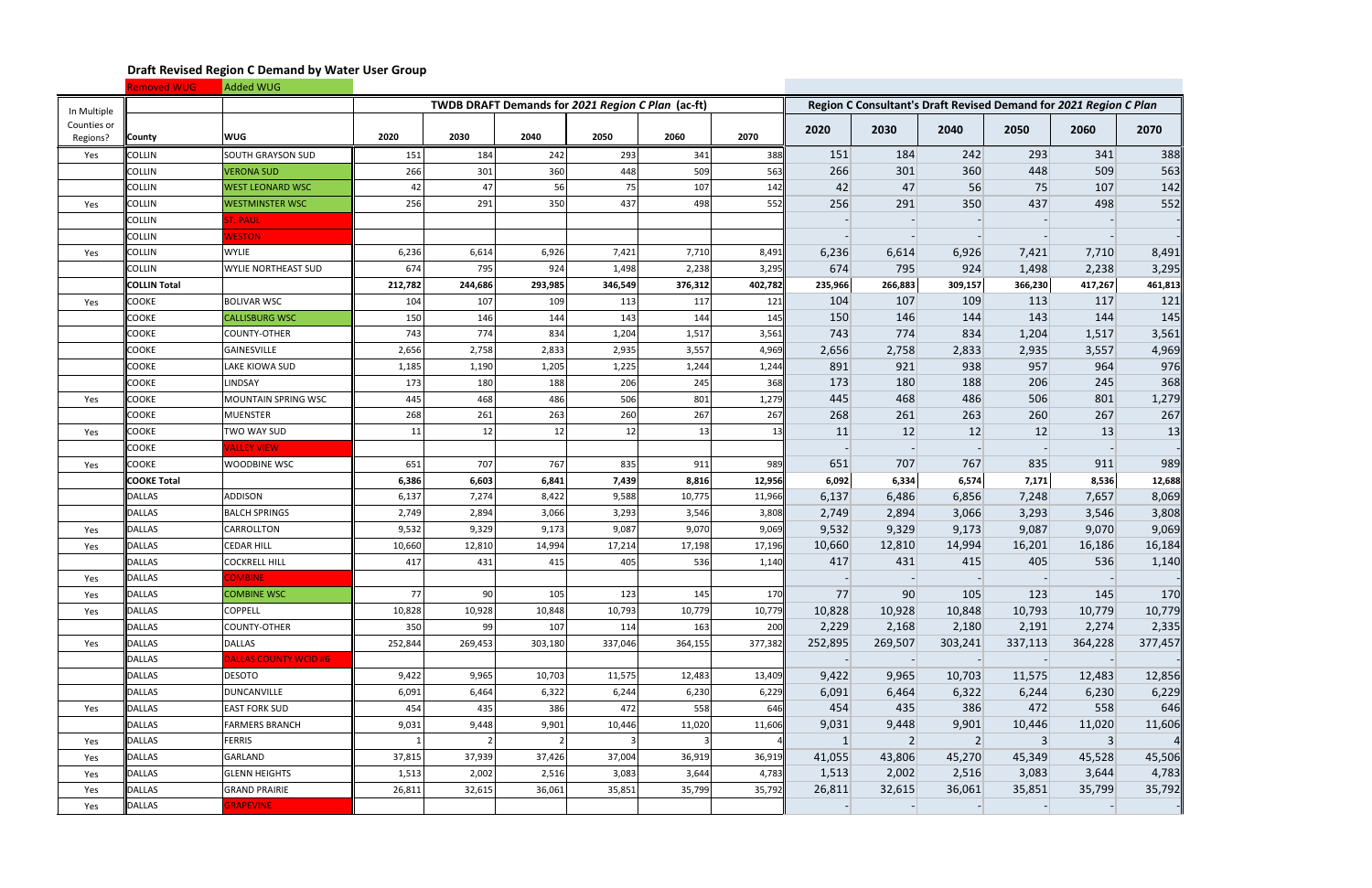## Draft Revised Region C Demand by Water User Group

Removed WUG | Added WUG

| In Multiple Counties or Regions? | County | WUG | TWDB DRAFT Demands for *2021 Region C Plan* (ac-ft) | | | | | | Region C Consultant's Draft Revised Demand for *2021 Region C Plan* | | | | | |
|---|---|---|---|---|---|---|---|---|---|---|---|---|---|---|
| | | | 2020 | 2030 | 2040 | 2050 | 2060 | 2070 | 2020 | 2030 | 2040 | 2050 | 2060 | 2070 |
| Yes | COLLIN | SOUTH GRAYSON SUD | 151 | 184 | 242 | 293 | 341 | 388 | 151 | 184 | 242 | 293 | 341 | 388 |
| | COLLIN | VERONA SUD | 266 | 301 | 360 | 448 | 509 | 563 | 266 | 301 | 360 | 448 | 509 | 563 |
| | COLLIN | WEST LEONARD WSC | 42 | 47 | 56 | 75 | 107 | 142 | 42 | 47 | 56 | 75 | 107 | 142 |
| Yes | COLLIN | WESTMINSTER WSC | 256 | 291 | 350 | 437 | 498 | 552 | 256 | 291 | 350 | 437 | 498 | 552 |
| | COLLIN | ST. PAUL | | | | | | | - | - | - | - | - | - |
| | COLLIN | WESTON | | | | | | | - | - | - | - | - | - |
| Yes | COLLIN | WYLIE | 6,236 | 6,614 | 6,926 | 7,421 | 7,710 | 8,491 | 6,236 | 6,614 | 6,926 | 7,421 | 7,710 | 8,491 |
| | COLLIN | WYLIE NORTHEAST SUD | 674 | 795 | 924 | 1,498 | 2,238 | 3,295 | 674 | 795 | 924 | 1,498 | 2,238 | 3,295 |
| | **COLLIN Total** | | **212,782** | **244,686** | **293,985** | **346,549** | **376,312** | **402,782** | **235,966** | **266,883** | **309,157** | **366,230** | **417,267** | **461,813** |
| Yes | COOKE | BOLIVAR WSC | 104 | 107 | 109 | 113 | 117 | 121 | 104 | 107 | 109 | 113 | 117 | 121 |
| | COOKE | CALLISBURG WSC | 150 | 146 | 144 | 143 | 144 | 145 | 150 | 146 | 144 | 143 | 144 | 145 |
| | COOKE | COUNTY-OTHER | 743 | 774 | 834 | 1,204 | 1,517 | 3,561 | 743 | 774 | 834 | 1,204 | 1,517 | 3,561 |
| | COOKE | GAINESVILLE | 2,656 | 2,758 | 2,833 | 2,935 | 3,557 | 4,969 | 2,656 | 2,758 | 2,833 | 2,935 | 3,557 | 4,969 |
| | COOKE | LAKE KIOWA SUD | 1,185 | 1,190 | 1,205 | 1,225 | 1,244 | 1,244 | 891 | 921 | 938 | 957 | 964 | 976 |
| | COOKE | LINDSAY | 173 | 180 | 188 | 206 | 245 | 368 | 173 | 180 | 188 | 206 | 245 | 368 |
| Yes | COOKE | MOUNTAIN SPRING WSC | 445 | 468 | 486 | 506 | 801 | 1,279 | 445 | 468 | 486 | 506 | 801 | 1,279 |
| | COOKE | MUENSTER | 268 | 261 | 263 | 260 | 267 | 267 | 268 | 261 | 263 | 260 | 267 | 267 |
| Yes | COOKE | TWO WAY SUD | 11 | 12 | 12 | 12 | 13 | 13 | 11 | 12 | 12 | 12 | 13 | 13 |
| | COOKE | VALLEY VIEW | | | | | | | - | - | - | - | - | - |
| Yes | COOKE | WOODBINE WSC | 651 | 707 | 767 | 835 | 911 | 989 | 651 | 707 | 767 | 835 | 911 | 989 |
| | **COOKE Total** | | **6,386** | **6,603** | **6,841** | **7,439** | **8,816** | **12,956** | **6,092** | **6,334** | **6,574** | **7,171** | **8,536** | **12,688** |
| | DALLAS | ADDISON | 6,137 | 7,274 | 8,422 | 9,588 | 10,775 | 11,966 | 6,137 | 6,486 | 6,856 | 7,248 | 7,657 | 8,069 |
| | DALLAS | BALCH SPRINGS | 2,749 | 2,894 | 3,066 | 3,293 | 3,546 | 3,808 | 2,749 | 2,894 | 3,066 | 3,293 | 3,546 | 3,808 |
| Yes | DALLAS | CARROLLTON | 9,532 | 9,329 | 9,173 | 9,087 | 9,070 | 9,069 | 9,532 | 9,329 | 9,173 | 9,087 | 9,070 | 9,069 |
| Yes | DALLAS | CEDAR HILL | 10,660 | 12,810 | 14,994 | 17,214 | 17,198 | 17,196 | 10,660 | 12,810 | 14,994 | 16,201 | 16,186 | 16,184 |
| | DALLAS | COCKRELL HILL | 417 | 431 | 415 | 405 | 536 | 1,140 | 417 | 431 | 415 | 405 | 536 | 1,140 |
| Yes | DALLAS | COMBINE | | | | | | | - | - | - | - | - | - |
| Yes | DALLAS | COMBINE WSC | 77 | 90 | 105 | 123 | 145 | 170 | 77 | 90 | 105 | 123 | 145 | 170 |
| Yes | DALLAS | COPPELL | 10,828 | 10,928 | 10,848 | 10,793 | 10,779 | 10,779 | 10,828 | 10,928 | 10,848 | 10,793 | 10,779 | 10,779 |
| | DALLAS | COUNTY-OTHER | 350 | 99 | 107 | 114 | 163 | 200 | 2,229 | 2,168 | 2,180 | 2,191 | 2,274 | 2,335 |
| Yes | DALLAS | DALLAS | 252,844 | 269,453 | 303,180 | 337,046 | 364,155 | 377,382 | 252,895 | 269,507 | 303,241 | 337,113 | 364,228 | 377,457 |
| | DALLAS | DALLAS COUNTY WCID #6 | | | | | | | - | - | - | - | - | - |
| | DALLAS | DESOTO | 9,422 | 9,965 | 10,703 | 11,575 | 12,483 | 13,409 | 9,422 | 9,965 | 10,703 | 11,575 | 12,483 | 12,856 |
| | DALLAS | DUNCANVILLE | 6,091 | 6,464 | 6,322 | 6,244 | 6,230 | 6,229 | 6,091 | 6,464 | 6,322 | 6,244 | 6,230 | 6,229 |
| Yes | DALLAS | EAST FORK SUD | 454 | 435 | 386 | 472 | 558 | 646 | 454 | 435 | 386 | 472 | 558 | 646 |
| | DALLAS | FARMERS BRANCH | 9,031 | 9,448 | 9,901 | 10,446 | 11,020 | 11,606 | 9,031 | 9,448 | 9,901 | 10,446 | 11,020 | 11,606 |
| Yes | DALLAS | FERRIS | 1 | 2 | 2 | 3 | 3 | 4 | 1 | 2 | 2 | 3 | 3 | 4 |
| Yes | DALLAS | GARLAND | 37,815 | 37,939 | 37,426 | 37,004 | 36,919 | 36,919 | 41,055 | 43,806 | 45,270 | 45,349 | 45,528 | 45,506 |
| Yes | DALLAS | GLENN HEIGHTS | 1,513 | 2,002 | 2,516 | 3,083 | 3,644 | 4,783 | 1,513 | 2,002 | 2,516 | 3,083 | 3,644 | 4,783 |
| Yes | DALLAS | GRAND PRAIRIE | 26,811 | 32,615 | 36,061 | 35,851 | 35,799 | 35,792 | 26,811 | 32,615 | 36,061 | 35,851 | 35,799 | 35,792 |
| Yes | DALLAS | GRAPEVINE | | | | | | | - | - | - | - | - | - |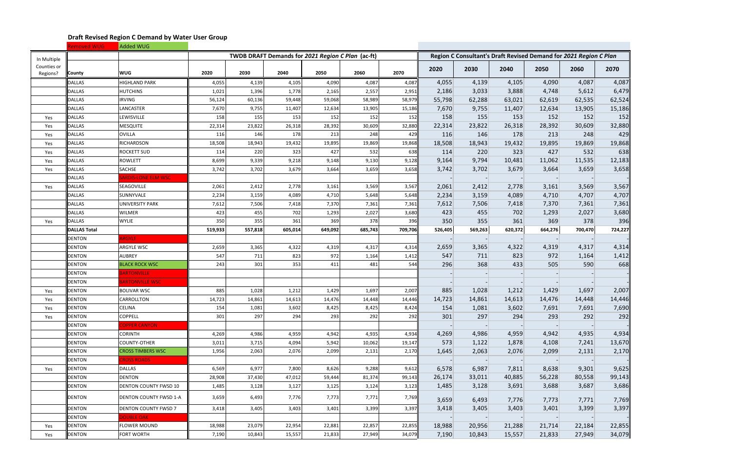## Draft Revised Region C Demand by Water User Group

Removed WUG | Added WUG

| In Multiple Counties or Regions? | County | WUG | TWDB DRAFT Demands for *2021 Region C Plan* (ac-ft) | | | | | | Region C Consultant's Draft Revised Demand for *2021 Region C Plan* | | | | | |
|---|---|---|---|---|---|---|---|---|---|---|---|---|---|---|
| | | | 2020 | 2030 | 2040 | 2050 | 2060 | 2070 | 2020 | 2030 | 2040 | 2050 | 2060 | 2070 |
| | DALLAS | HIGHLAND PARK | 4,055 | 4,139 | 4,105 | 4,090 | 4,087 | 4,087 | 4,055 | 4,139 | 4,105 | 4,090 | 4,087 | 4,087 |
| | DALLAS | HUTCHINS | 1,021 | 1,396 | 1,778 | 2,165 | 2,557 | 2,951 | 2,186 | 3,033 | 3,888 | 4,748 | 5,612 | 6,479 |
| | DALLAS | IRVING | 56,124 | 60,136 | 59,448 | 59,068 | 58,989 | 58,979 | 55,798 | 62,288 | 63,021 | 62,619 | 62,535 | 62,524 |
| | DALLAS | LANCASTER | 7,670 | 9,755 | 11,407 | 12,634 | 13,905 | 15,186 | 7,670 | 9,755 | 11,407 | 12,634 | 13,905 | 15,186 |
| Yes | DALLAS | LEWISVILLE | 158 | 155 | 153 | 152 | 152 | 152 | 158 | 155 | 153 | 152 | 152 | 152 |
| Yes | DALLAS | MESQUITE | 22,314 | 23,822 | 26,318 | 28,392 | 30,609 | 32,880 | 22,314 | 23,822 | 26,318 | 28,392 | 30,609 | 32,880 |
| Yes | DALLAS | OVILLA | 116 | 146 | 178 | 213 | 248 | 429 | 116 | 146 | 178 | 213 | 248 | 429 |
| Yes | DALLAS | RICHARDSON | 18,508 | 18,943 | 19,432 | 19,895 | 19,869 | 19,868 | 18,508 | 18,943 | 19,432 | 19,895 | 19,869 | 19,868 |
| Yes | DALLAS | ROCKETT SUD | 114 | 220 | 323 | 427 | 532 | 638 | 114 | 220 | 323 | 427 | 532 | 638 |
| Yes | DALLAS | ROWLETT | 8,699 | 9,339 | 9,218 | 9,148 | 9,130 | 9,128 | 9,164 | 9,794 | 10,481 | 11,062 | 11,535 | 12,183 |
| Yes | DALLAS | SACHSE | 3,742 | 3,702 | 3,679 | 3,664 | 3,659 | 3,658 | 3,742 | 3,702 | 3,679 | 3,664 | 3,659 | 3,658 |
| | DALLAS | SARDIS-LONE ELM WSC | | | | | | | - | - | - | - | - | - |
| Yes | DALLAS | SEAGOVILLE | 2,061 | 2,412 | 2,778 | 3,161 | 3,569 | 3,567 | 2,061 | 2,412 | 2,778 | 3,161 | 3,569 | 3,567 |
| | DALLAS | SUNNYVALE | 2,234 | 3,159 | 4,089 | 4,710 | 5,648 | 5,648 | 2,234 | 3,159 | 4,089 | 4,710 | 4,707 | 4,707 |
| | DALLAS | UNIVERSITY PARK | 7,612 | 7,506 | 7,418 | 7,370 | 7,361 | 7,361 | 7,612 | 7,506 | 7,418 | 7,370 | 7,361 | 7,361 |
| | DALLAS | WILMER | 423 | 455 | 702 | 1,293 | 2,027 | 3,680 | 423 | 455 | 702 | 1,293 | 2,027 | 3,680 |
| Yes | DALLAS | WYLIE | 350 | 355 | 361 | 369 | 378 | 396 | 350 | 355 | 361 | 369 | 378 | 396 |
| | **DALLAS Total** | | **519,933** | **557,818** | **605,014** | **649,092** | **685,743** | **709,706** | **526,405** | **569,263** | **620,372** | **664,276** | **700,470** | **724,227** |
| | DENTON | ARGYLE | | | | | | | - | - | - | - | - | - |
| | DENTON | ARGYLE WSC | 2,659 | 3,365 | 4,322 | 4,319 | 4,317 | 4,314 | 2,659 | 3,365 | 4,322 | 4,319 | 4,317 | 4,314 |
| | DENTON | AUBREY | 547 | 711 | 823 | 972 | 1,164 | 1,412 | 547 | 711 | 823 | 972 | 1,164 | 1,412 |
| | DENTON | BLACK ROCK WSC | 243 | 301 | 353 | 411 | 481 | 544 | 296 | 368 | 433 | 505 | 590 | 668 |
| | DENTON | BARTONVILLE | | | | | | | - | - | - | - | - | - |
| | DENTON | BARTONVILLE WSC | | | | | | | - | - | - | - | - | - |
| Yes | DENTON | BOLIVAR WSC | 885 | 1,028 | 1,212 | 1,429 | 1,697 | 2,007 | 885 | 1,028 | 1,212 | 1,429 | 1,697 | 2,007 |
| Yes | DENTON | CARROLLTON | 14,723 | 14,861 | 14,613 | 14,476 | 14,448 | 14,446 | 14,723 | 14,861 | 14,613 | 14,476 | 14,448 | 14,446 |
| Yes | DENTON | CELINA | 154 | 1,081 | 3,602 | 8,425 | 8,425 | 8,424 | 154 | 1,081 | 3,602 | 7,691 | 7,691 | 7,690 |
| Yes | DENTON | COPPELL | 301 | 297 | 294 | 293 | 292 | 292 | 301 | 297 | 294 | 293 | 292 | 292 |
| | DENTON | COPPER CANYON | | | | | | | - | - | - | - | - | - |
| | DENTON | CORINTH | 4,269 | 4,986 | 4,959 | 4,942 | 4,935 | 4,934 | 4,269 | 4,986 | 4,959 | 4,942 | 4,935 | 4,934 |
| | DENTON | COUNTY-OTHER | 3,011 | 3,715 | 4,094 | 5,942 | 10,062 | 19,147 | 573 | 1,122 | 1,878 | 4,108 | 7,241 | 13,670 |
| | DENTON | CROSS TIMBERS WSC | 1,956 | 2,063 | 2,076 | 2,099 | 2,131 | 2,170 | 1,645 | 2,063 | 2,076 | 2,099 | 2,131 | 2,170 |
| | DENTON | CROSS ROADS | | | | | | | - | - | - | - | - | - |
| Yes | DENTON | DALLAS | 6,569 | 6,977 | 7,800 | 8,626 | 9,288 | 9,612 | 6,578 | 6,987 | 7,811 | 8,638 | 9,301 | 9,625 |
| | DENTON | DENTON | 28,908 | 37,430 | 47,012 | 59,444 | 81,374 | 99,143 | 26,174 | 33,011 | 40,885 | 56,228 | 80,558 | 99,143 |
| | DENTON | DENTON COUNTY FWSD 10 | 1,485 | 3,128 | 3,127 | 3,125 | 3,124 | 3,123 | 1,485 | 3,128 | 3,691 | 3,688 | 3,687 | 3,686 |
| | DENTON | DENTON COUNTY FWSD 1-A | 3,659 | 6,493 | 7,776 | 7,773 | 7,771 | 7,769 | 3,659 | 6,493 | 7,776 | 7,773 | 7,771 | 7,769 |
| | DENTON | DENTON COUNTY FWSD 7 | 3,418 | 3,405 | 3,403 | 3,401 | 3,399 | 3,397 | 3,418 | 3,405 | 3,403 | 3,401 | 3,399 | 3,397 |
| | DENTON | DOUBLE OAK | | | | | | | - | - | - | - | - | - |
| Yes | DENTON | FLOWER MOUND | 18,988 | 23,079 | 22,954 | 22,881 | 22,857 | 22,855 | 18,988 | 20,956 | 21,288 | 21,714 | 22,184 | 22,855 |
| Yes | DENTON | FORT WORTH | 7,190 | 10,843 | 15,557 | 21,833 | 27,949 | 34,079 | 7,190 | 10,843 | 15,557 | 21,833 | 27,949 | 34,079 |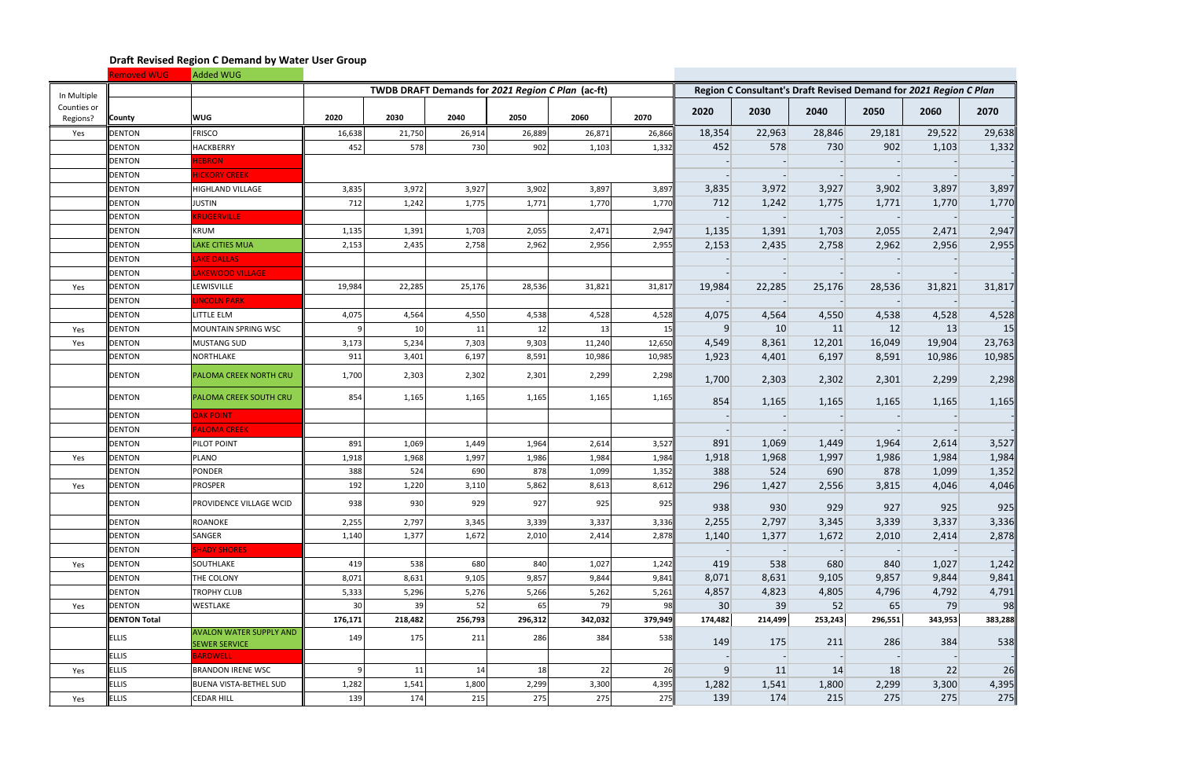## Draft Revised Region C Demand by Water User Group

Removed WUG | Added WUG

| In Multiple Counties or Regions? | County | WUG | TWDB DRAFT Demands for *2021 Region C Plan* (ac-ft) | | | | | | Region C Consultant's Draft Revised Demand for *2021 Region C Plan* | | | | | |
|---|---|---|---|---|---|---|---|---|---|---|---|---|---|---|
| | | | 2020 | 2030 | 2040 | 2050 | 2060 | 2070 | 2020 | 2030 | 2040 | 2050 | 2060 | 2070 |
| Yes | DENTON | FRISCO | 16,638 | 21,750 | 26,914 | 26,889 | 26,871 | 26,866 | 18,354 | 22,963 | 28,846 | 29,181 | 29,522 | 29,638 |
| | DENTON | HACKBERRY | 452 | 578 | 730 | 902 | 1,103 | 1,332 | 452 | 578 | 730 | 902 | 1,103 | 1,332 |
| | DENTON | HEBRON | | | | | | | - | - | - | - | - | - |
| | DENTON | HICKORY CREEK | | | | | | | - | - | - | - | - | - |
| | DENTON | HIGHLAND VILLAGE | 3,835 | 3,972 | 3,927 | 3,902 | 3,897 | 3,897 | 3,835 | 3,972 | 3,927 | 3,902 | 3,897 | 3,897 |
| | DENTON | JUSTIN | 712 | 1,242 | 1,775 | 1,771 | 1,770 | 1,770 | 712 | 1,242 | 1,775 | 1,771 | 1,770 | 1,770 |
| | DENTON | KRUGERVILLE | | | | | | | - | - | - | - | - | - |
| | DENTON | KRUM | 1,135 | 1,391 | 1,703 | 2,055 | 2,471 | 2,947 | 1,135 | 1,391 | 1,703 | 2,055 | 2,471 | 2,947 |
| | DENTON | LAKE CITIES MUA | 2,153 | 2,435 | 2,758 | 2,962 | 2,956 | 2,955 | 2,153 | 2,435 | 2,758 | 2,962 | 2,956 | 2,955 |
| | DENTON | LAKE DALLAS | | | | | | | - | - | - | - | - | - |
| | DENTON | LAKEWOOD VILLAGE | | | | | | | - | - | - | - | - | - |
| Yes | DENTON | LEWISVILLE | 19,984 | 22,285 | 25,176 | 28,536 | 31,821 | 31,817 | 19,984 | 22,285 | 25,176 | 28,536 | 31,821 | 31,817 |
| | DENTON | LINCOLN PARK | | | | | | | - | - | - | - | - | - |
| | DENTON | LITTLE ELM | 4,075 | 4,564 | 4,550 | 4,538 | 4,528 | 4,528 | 4,075 | 4,564 | 4,550 | 4,538 | 4,528 | 4,528 |
| Yes | DENTON | MOUNTAIN SPRING WSC | 9 | 10 | 11 | 12 | 13 | 15 | 9 | 10 | 11 | 12 | 13 | 15 |
| Yes | DENTON | MUSTANG SUD | 3,173 | 5,234 | 7,303 | 9,303 | 11,240 | 12,650 | 4,549 | 8,361 | 12,201 | 16,049 | 19,904 | 23,763 |
| | DENTON | NORTHLAKE | 911 | 3,401 | 6,197 | 8,591 | 10,986 | 10,985 | 1,923 | 4,401 | 6,197 | 8,591 | 10,986 | 10,985 |
| | DENTON | PALOMA CREEK NORTH CRU | 1,700 | 2,303 | 2,302 | 2,301 | 2,299 | 2,298 | 1,700 | 2,303 | 2,302 | 2,301 | 2,299 | 2,298 |
| | DENTON | PALOMA CREEK SOUTH CRU | 854 | 1,165 | 1,165 | 1,165 | 1,165 | 1,165 | 854 | 1,165 | 1,165 | 1,165 | 1,165 | 1,165 |
| | DENTON | OAK POINT | | | | | | | - | - | - | - | - | - |
| | DENTON | PALOMA CREEK | | | | | | | - | - | - | - | - | - |
| | DENTON | PILOT POINT | 891 | 1,069 | 1,449 | 1,964 | 2,614 | 3,527 | 891 | 1,069 | 1,449 | 1,964 | 2,614 | 3,527 |
| Yes | DENTON | PLANO | 1,918 | 1,968 | 1,997 | 1,986 | 1,984 | 1,984 | 1,918 | 1,968 | 1,997 | 1,986 | 1,984 | 1,984 |
| | DENTON | PONDER | 388 | 524 | 690 | 878 | 1,099 | 1,352 | 388 | 524 | 690 | 878 | 1,099 | 1,352 |
| Yes | DENTON | PROSPER | 192 | 1,220 | 3,110 | 5,862 | 8,613 | 8,612 | 296 | 1,427 | 2,556 | 3,815 | 4,046 | 4,046 |
| | DENTON | PROVIDENCE VILLAGE WCID | 938 | 930 | 929 | 927 | 925 | 925 | 938 | 930 | 929 | 927 | 925 | 925 |
| | DENTON | ROANOKE | 2,255 | 2,797 | 3,345 | 3,339 | 3,337 | 3,336 | 2,255 | 2,797 | 3,345 | 3,339 | 3,337 | 3,336 |
| | DENTON | SANGER | 1,140 | 1,377 | 1,672 | 2,010 | 2,414 | 2,878 | 1,140 | 1,377 | 1,672 | 2,010 | 2,414 | 2,878 |
| | DENTON | SHADY SHORES | | | | | | | - | - | - | - | - | - |
| Yes | DENTON | SOUTHLAKE | 419 | 538 | 680 | 840 | 1,027 | 1,242 | 419 | 538 | 680 | 840 | 1,027 | 1,242 |
| | DENTON | THE COLONY | 8,071 | 8,631 | 9,105 | 9,857 | 9,844 | 9,841 | 8,071 | 8,631 | 9,105 | 9,857 | 9,844 | 9,841 |
| | DENTON | TROPHY CLUB | 5,333 | 5,296 | 5,276 | 5,266 | 5,262 | 5,261 | 4,857 | 4,823 | 4,805 | 4,796 | 4,792 | 4,791 |
| Yes | DENTON | WESTLAKE | 30 | 39 | 52 | 65 | 79 | 98 | 30 | 39 | 52 | 65 | 79 | 98 |
| | **DENTON Total** | | **176,171** | **218,482** | **256,793** | **296,312** | **342,032** | **379,949** | **174,482** | **214,499** | **253,243** | **296,551** | **343,953** | **383,288** |
| | ELLIS | AVALON WATER SUPPLY AND SEWER SERVICE | 149 | 175 | 211 | 286 | 384 | 538 | 149 | 175 | 211 | 286 | 384 | 538 |
| | ELLIS | BARDWELL | | | | | | | - | - | - | - | - | - |
| Yes | ELLIS | BRANDON IRENE WSC | 9 | 11 | 14 | 18 | 22 | 26 | 9 | 11 | 14 | 18 | 22 | 26 |
| | ELLIS | BUENA VISTA-BETHEL SUD | 1,282 | 1,541 | 1,800 | 2,299 | 3,300 | 4,395 | 1,282 | 1,541 | 1,800 | 2,299 | 3,300 | 4,395 |
| Yes | ELLIS | CEDAR HILL | 139 | 174 | 215 | 275 | 275 | 275 | 139 | 174 | 215 | 275 | 275 | 275 |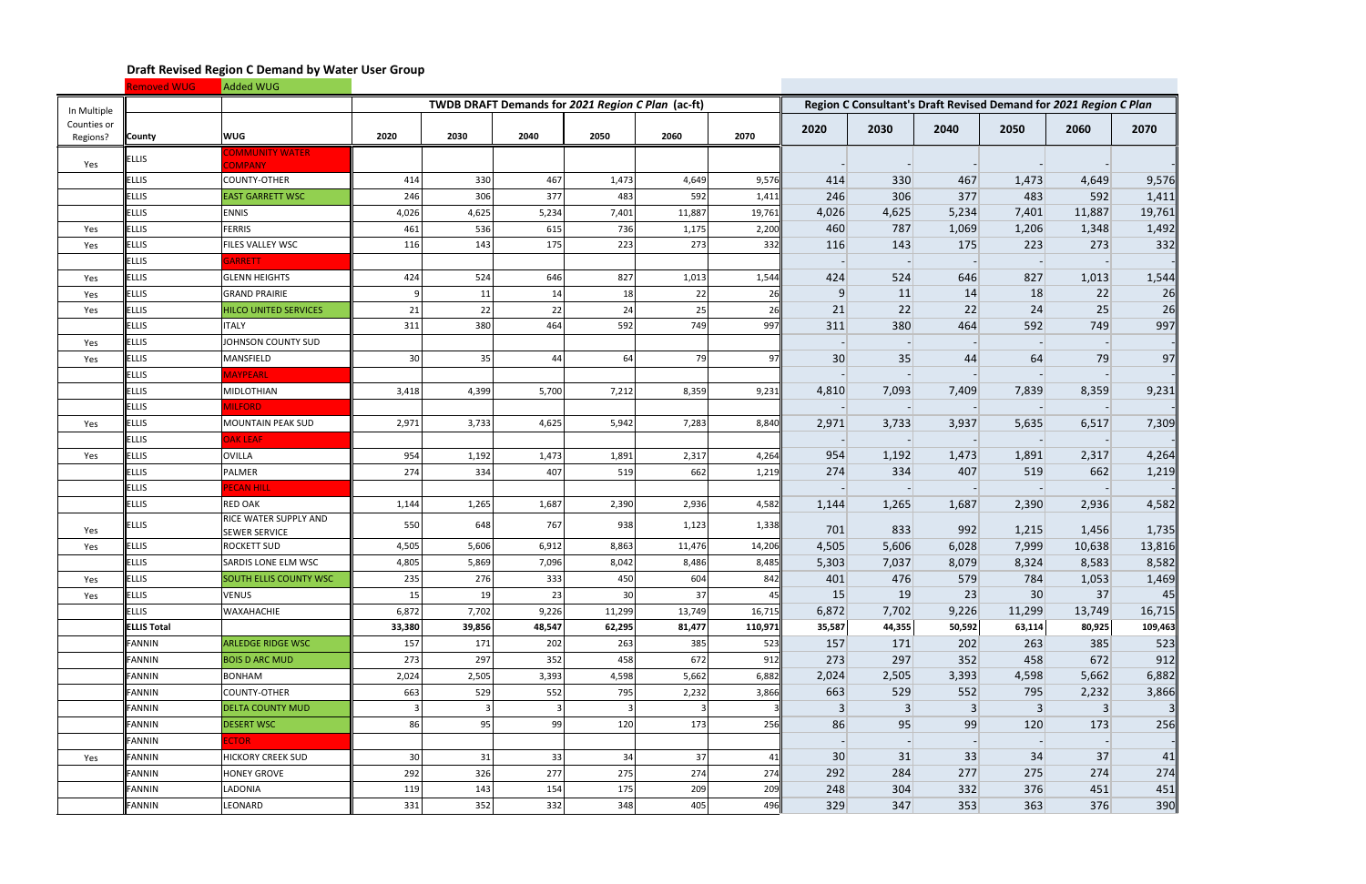## Draft Revised Region C Demand by Water User Group

Removed WUG | Added WUG

| In Multiple Counties or Regions? | County | WUG | TWDB DRAFT Demands for *2021 Region C Plan* (ac-ft) | | | | | | Region C Consultant's Draft Revised Demand for *2021 Region C Plan* | | | | | |
|---|---|---|---|---|---|---|---|---|---|---|---|---|---|---|
| | | | 2020 | 2030 | 2040 | 2050 | 2060 | 2070 | 2020 | 2030 | 2040 | 2050 | 2060 | 2070 |
| Yes | ELLIS | COMMUNITY WATER COMPANY | | | | | | | - | - | - | - | - | - |
| | ELLIS | COUNTY-OTHER | 414 | 330 | 467 | 1,473 | 4,649 | 9,576 | 414 | 330 | 467 | 1,473 | 4,649 | 9,576 |
| | ELLIS | EAST GARRETT WSC | 246 | 306 | 377 | 483 | 592 | 1,411 | 246 | 306 | 377 | 483 | 592 | 1,411 |
| | ELLIS | ENNIS | 4,026 | 4,625 | 5,234 | 7,401 | 11,887 | 19,761 | 4,026 | 4,625 | 5,234 | 7,401 | 11,887 | 19,761 |
| Yes | ELLIS | FERRIS | 461 | 536 | 615 | 736 | 1,175 | 2,200 | 460 | 787 | 1,069 | 1,206 | 1,348 | 1,492 |
| Yes | ELLIS | FILES VALLEY WSC | 116 | 143 | 175 | 223 | 273 | 332 | 116 | 143 | 175 | 223 | 273 | 332 |
| | ELLIS | GARRETT | | | | | | | - | - | - | - | - | - |
| Yes | ELLIS | GLENN HEIGHTS | 424 | 524 | 646 | 827 | 1,013 | 1,544 | 424 | 524 | 646 | 827 | 1,013 | 1,544 |
| Yes | ELLIS | GRAND PRAIRIE | 9 | 11 | 14 | 18 | 22 | 26 | 9 | 11 | 14 | 18 | 22 | 26 |
| Yes | ELLIS | HILCO UNITED SERVICES | 21 | 22 | 22 | 24 | 25 | 26 | 21 | 22 | 22 | 24 | 25 | 26 |
| | ELLIS | ITALY | 311 | 380 | 464 | 592 | 749 | 997 | 311 | 380 | 464 | 592 | 749 | 997 |
| Yes | ELLIS | JOHNSON COUNTY SUD | | | | | | | - | - | - | - | - | - |
| Yes | ELLIS | MANSFIELD | 30 | 35 | 44 | 64 | 79 | 97 | 30 | 35 | 44 | 64 | 79 | 97 |
| | ELLIS | MAYPEARL | | | | | | | - | - | - | - | - | - |
| | ELLIS | MIDLOTHIAN | 3,418 | 4,399 | 5,700 | 7,212 | 8,359 | 9,231 | 4,810 | 7,093 | 7,409 | 7,839 | 8,359 | 9,231 |
| | ELLIS | MILFORD | | | | | | | - | - | - | - | - | - |
| Yes | ELLIS | MOUNTAIN PEAK SUD | 2,971 | 3,733 | 4,625 | 5,942 | 7,283 | 8,840 | 2,971 | 3,733 | 3,937 | 5,635 | 6,517 | 7,309 |
| | ELLIS | OAK LEAF | | | | | | | - | - | - | - | - | - |
| Yes | ELLIS | OVILLA | 954 | 1,192 | 1,473 | 1,891 | 2,317 | 4,264 | 954 | 1,192 | 1,473 | 1,891 | 2,317 | 4,264 |
| | ELLIS | PALMER | 274 | 334 | 407 | 519 | 662 | 1,219 | 274 | 334 | 407 | 519 | 662 | 1,219 |
| | ELLIS | PECAN HILL | | | | | | | - | - | - | - | - | - |
| | ELLIS | RED OAK | 1,144 | 1,265 | 1,687 | 2,390 | 2,936 | 4,582 | 1,144 | 1,265 | 1,687 | 2,390 | 2,936 | 4,582 |
| Yes | ELLIS | RICE WATER SUPPLY AND SEWER SERVICE | 550 | 648 | 767 | 938 | 1,123 | 1,338 | 701 | 833 | 992 | 1,215 | 1,456 | 1,735 |
| Yes | ELLIS | ROCKETT SUD | 4,505 | 5,606 | 6,912 | 8,863 | 11,476 | 14,206 | 4,505 | 5,606 | 6,028 | 7,999 | 10,638 | 13,816 |
| | ELLIS | SARDIS LONE ELM WSC | 4,805 | 5,869 | 7,096 | 8,042 | 8,486 | 8,485 | 5,303 | 7,037 | 8,079 | 8,324 | 8,583 | 8,582 |
| Yes | ELLIS | SOUTH ELLIS COUNTY WSC | 235 | 276 | 333 | 450 | 604 | 842 | 401 | 476 | 579 | 784 | 1,053 | 1,469 |
| Yes | ELLIS | VENUS | 15 | 19 | 23 | 30 | 37 | 45 | 15 | 19 | 23 | 30 | 37 | 45 |
| | ELLIS | WAXAHACHIE | 6,872 | 7,702 | 9,226 | 11,299 | 13,749 | 16,715 | 6,872 | 7,702 | 9,226 | 11,299 | 13,749 | 16,715 |
| | **ELLIS Total** | | **33,380** | **39,856** | **48,547** | **62,295** | **81,477** | **110,971** | **35,587** | **44,355** | **50,592** | **63,114** | **80,925** | **109,463** |
| | FANNIN | ARLEDGE RIDGE WSC | 157 | 171 | 202 | 263 | 385 | 523 | 157 | 171 | 202 | 263 | 385 | 523 |
| | FANNIN | BOIS D ARC MUD | 273 | 297 | 352 | 458 | 672 | 912 | 273 | 297 | 352 | 458 | 672 | 912 |
| | FANNIN | BONHAM | 2,024 | 2,505 | 3,393 | 4,598 | 5,662 | 6,882 | 2,024 | 2,505 | 3,393 | 4,598 | 5,662 | 6,882 |
| | FANNIN | COUNTY-OTHER | 663 | 529 | 552 | 795 | 2,232 | 3,866 | 663 | 529 | 552 | 795 | 2,232 | 3,866 |
| | FANNIN | DELTA COUNTY MUD | 3 | 3 | 3 | 3 | 3 | 3 | 3 | 3 | 3 | 3 | 3 | 3 |
| | FANNIN | DESERT WSC | 86 | 95 | 99 | 120 | 173 | 256 | 86 | 95 | 99 | 120 | 173 | 256 |
| | FANNIN | ECTOR | | | | | | | - | - | - | - | - | - |
| Yes | FANNIN | HICKORY CREEK SUD | 30 | 31 | 33 | 34 | 37 | 41 | 30 | 31 | 33 | 34 | 37 | 41 |
| | FANNIN | HONEY GROVE | 292 | 326 | 277 | 275 | 274 | 274 | 292 | 284 | 277 | 275 | 274 | 274 |
| | FANNIN | LADONIA | 119 | 143 | 154 | 175 | 209 | 209 | 248 | 304 | 332 | 376 | 451 | 451 |
| | FANNIN | LEONARD | 331 | 352 | 332 | 348 | 405 | 496 | 329 | 347 | 353 | 363 | 376 | 390 |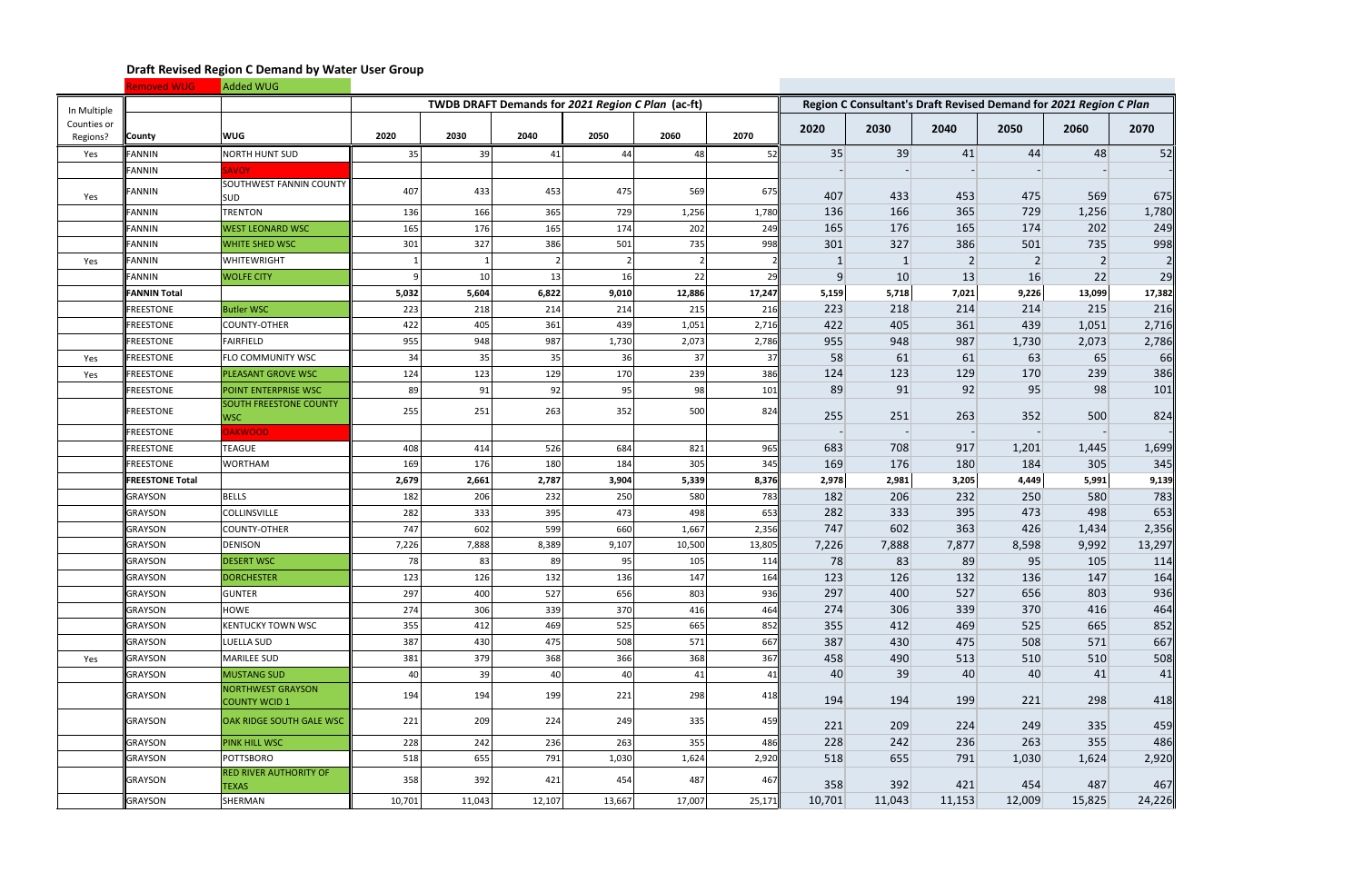## Draft Revised Region C Demand by Water User Group

Removed WUG | Added WUG

| In Multiple Counties or Regions? | County | WUG | TWDB DRAFT Demands for *2021 Region C Plan* (ac-ft) | | | | | | Region C Consultant's Draft Revised Demand for *2021 Region C Plan* | | | | | |
|---|---|---|---|---|---|---|---|---|---|---|---|---|---|---|
| | | | 2020 | 2030 | 2040 | 2050 | 2060 | 2070 | 2020 | 2030 | 2040 | 2050 | 2060 | 2070 |
| Yes | FANNIN | NORTH HUNT SUD | 35 | 39 | 41 | 44 | 48 | 52 | 35 | 39 | 41 | 44 | 48 | 52 |
| | FANNIN | SAVOY | | | | | | | - | - | - | - | - | - |
| Yes | FANNIN | SOUTHWEST FANNIN COUNTY SUD | 407 | 433 | 453 | 475 | 569 | 675 | 407 | 433 | 453 | 475 | 569 | 675 |
| | FANNIN | TRENTON | 136 | 166 | 365 | 729 | 1,256 | 1,780 | 136 | 166 | 365 | 729 | 1,256 | 1,780 |
| | FANNIN | WEST LEONARD WSC | 165 | 176 | 165 | 174 | 202 | 249 | 165 | 176 | 165 | 174 | 202 | 249 |
| | FANNIN | WHITE SHED WSC | 301 | 327 | 386 | 501 | 735 | 998 | 301 | 327 | 386 | 501 | 735 | 998 |
| Yes | FANNIN | WHITEWRIGHT | 1 | 1 | 2 | 2 | 2 | 2 | 1 | 1 | 2 | 2 | 2 | 2 |
| | FANNIN | WOLFE CITY | 9 | 10 | 13 | 16 | 22 | 29 | 9 | 10 | 13 | 16 | 22 | 29 |
| | **FANNIN Total** | | **5,032** | **5,604** | **6,822** | **9,010** | **12,886** | **17,247** | **5,159** | **5,718** | **7,021** | **9,226** | **13,099** | **17,382** |
| | FREESTONE | Butler WSC | 223 | 218 | 214 | 214 | 215 | 216 | 223 | 218 | 214 | 214 | 215 | 216 |
| | FREESTONE | COUNTY-OTHER | 422 | 405 | 361 | 439 | 1,051 | 2,716 | 422 | 405 | 361 | 439 | 1,051 | 2,716 |
| | FREESTONE | FAIRFIELD | 955 | 948 | 987 | 1,730 | 2,073 | 2,786 | 955 | 948 | 987 | 1,730 | 2,073 | 2,786 |
| Yes | FREESTONE | FLO COMMUNITY WSC | 34 | 35 | 35 | 36 | 37 | 37 | 58 | 61 | 61 | 63 | 65 | 66 |
| Yes | FREESTONE | PLEASANT GROVE WSC | 124 | 123 | 129 | 170 | 239 | 386 | 124 | 123 | 129 | 170 | 239 | 386 |
| | FREESTONE | POINT ENTERPRISE WSC | 89 | 91 | 92 | 95 | 98 | 101 | 89 | 91 | 92 | 95 | 98 | 101 |
| | FREESTONE | SOUTH FREESTONE COUNTY WSC | 255 | 251 | 263 | 352 | 500 | 824 | 255 | 251 | 263 | 352 | 500 | 824 |
| | FREESTONE | OAKWOOD | | | | | | | - | - | - | - | - | - |
| | FREESTONE | TEAGUE | 408 | 414 | 526 | 684 | 821 | 965 | 683 | 708 | 917 | 1,201 | 1,445 | 1,699 |
| | FREESTONE | WORTHAM | 169 | 176 | 180 | 184 | 305 | 345 | 169 | 176 | 180 | 184 | 305 | 345 |
| | **FREESTONE Total** | | **2,679** | **2,661** | **2,787** | **3,904** | **5,339** | **8,376** | **2,978** | **2,981** | **3,205** | **4,449** | **5,991** | **9,139** |
| | GRAYSON | BELLS | 182 | 206 | 232 | 250 | 580 | 783 | 182 | 206 | 232 | 250 | 580 | 783 |
| | GRAYSON | COLLINSVILLE | 282 | 333 | 395 | 473 | 498 | 653 | 282 | 333 | 395 | 473 | 498 | 653 |
| | GRAYSON | COUNTY-OTHER | 747 | 602 | 599 | 660 | 1,667 | 2,356 | 747 | 602 | 363 | 426 | 1,434 | 2,356 |
| | GRAYSON | DENISON | 7,226 | 7,888 | 8,389 | 9,107 | 10,500 | 13,805 | 7,226 | 7,888 | 7,877 | 8,598 | 9,992 | 13,297 |
| | GRAYSON | DESERT WSC | 78 | 83 | 89 | 95 | 105 | 114 | 78 | 83 | 89 | 95 | 105 | 114 |
| | GRAYSON | DORCHESTER | 123 | 126 | 132 | 136 | 147 | 164 | 123 | 126 | 132 | 136 | 147 | 164 |
| | GRAYSON | GUNTER | 297 | 400 | 527 | 656 | 803 | 936 | 297 | 400 | 527 | 656 | 803 | 936 |
| | GRAYSON | HOWE | 274 | 306 | 339 | 370 | 416 | 464 | 274 | 306 | 339 | 370 | 416 | 464 |
| | GRAYSON | KENTUCKY TOWN WSC | 355 | 412 | 469 | 525 | 665 | 852 | 355 | 412 | 469 | 525 | 665 | 852 |
| | GRAYSON | LUELLA SUD | 387 | 430 | 475 | 508 | 571 | 667 | 387 | 430 | 475 | 508 | 571 | 667 |
| Yes | GRAYSON | MARILEE SUD | 381 | 379 | 368 | 366 | 368 | 367 | 458 | 490 | 513 | 510 | 510 | 508 |
| | GRAYSON | MUSTANG SUD | 40 | 39 | 40 | 40 | 41 | 41 | 40 | 39 | 40 | 40 | 41 | 41 |
| | GRAYSON | NORTHWEST GRAYSON COUNTY WCID 1 | 194 | 194 | 199 | 221 | 298 | 418 | 194 | 194 | 199 | 221 | 298 | 418 |
| | GRAYSON | OAK RIDGE SOUTH GALE WSC | 221 | 209 | 224 | 249 | 335 | 459 | 221 | 209 | 224 | 249 | 335 | 459 |
| | GRAYSON | PINK HILL WSC | 228 | 242 | 236 | 263 | 355 | 486 | 228 | 242 | 236 | 263 | 355 | 486 |
| | GRAYSON | POTTSBORO | 518 | 655 | 791 | 1,030 | 1,624 | 2,920 | 518 | 655 | 791 | 1,030 | 1,624 | 2,920 |
| | GRAYSON | RED RIVER AUTHORITY OF TEXAS | 358 | 392 | 421 | 454 | 487 | 467 | 358 | 392 | 421 | 454 | 487 | 467 |
| | GRAYSON | SHERMAN | 10,701 | 11,043 | 12,107 | 13,667 | 17,007 | 25,171 | 10,701 | 11,043 | 11,153 | 12,009 | 15,825 | 24,226 |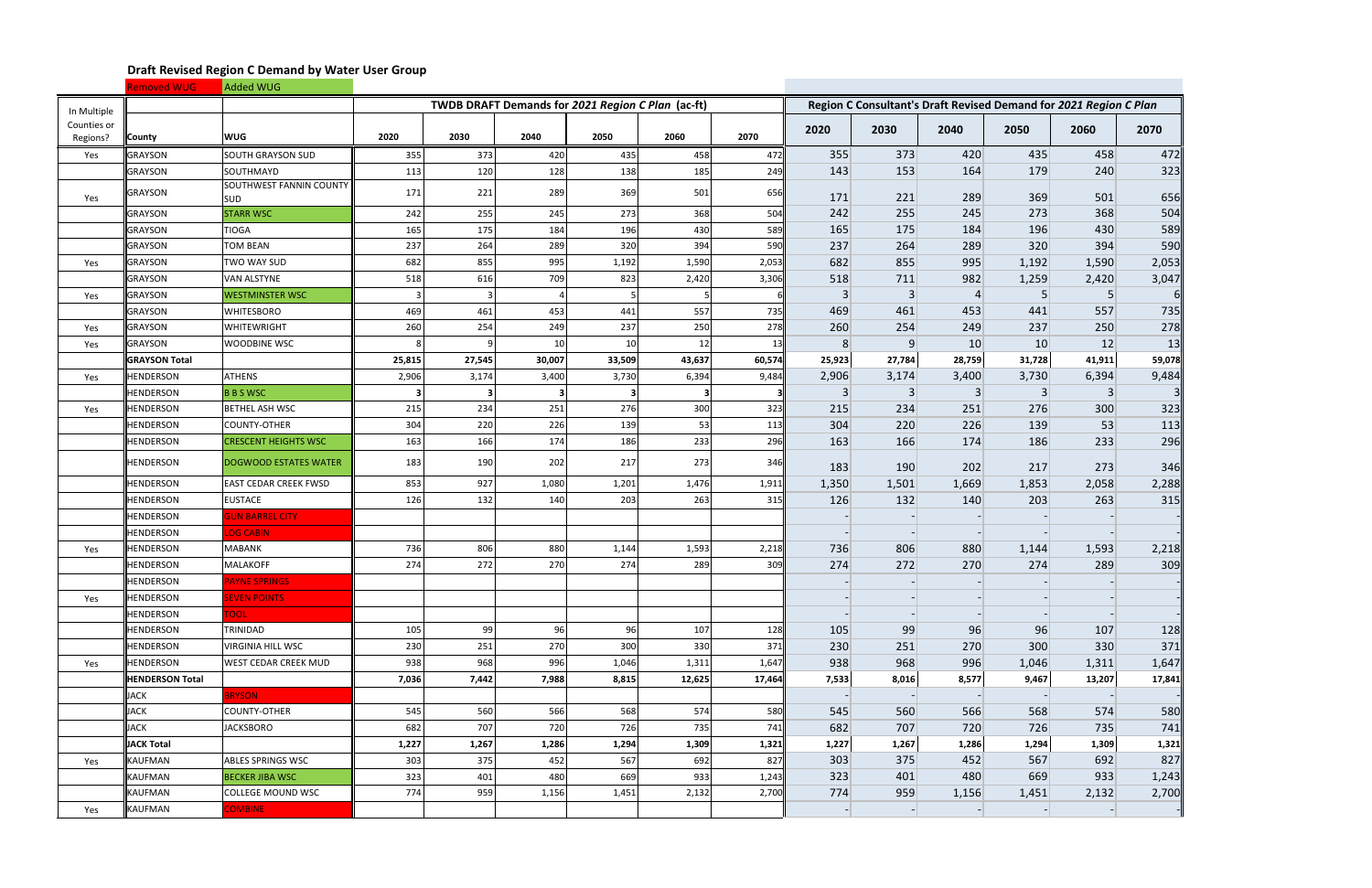## Draft Revised Region C Demand by Water User Group

Removed WUG | Added WUG

| In Multiple Counties or Regions? | County | WUG | TWDB DRAFT Demands for *2021 Region C Plan* (ac-ft) | | | | | | Region C Consultant's Draft Revised Demand for *2021 Region C Plan* | | | | | |
|---|---|---|---|---|---|---|---|---|---|---|---|---|---|---|
| | | | 2020 | 2030 | 2040 | 2050 | 2060 | 2070 | 2020 | 2030 | 2040 | 2050 | 2060 | 2070 |
| Yes | GRAYSON | SOUTH GRAYSON SUD | 355 | 373 | 420 | 435 | 458 | 472 | 355 | 373 | 420 | 435 | 458 | 472 |
| | GRAYSON | SOUTHMAYD | 113 | 120 | 128 | 138 | 185 | 249 | 143 | 153 | 164 | 179 | 240 | 323 |
| Yes | GRAYSON | SOUTHWEST FANNIN COUNTY SUD | 171 | 221 | 289 | 369 | 501 | 656 | 171 | 221 | 289 | 369 | 501 | 656 |
| | GRAYSON | STARR WSC | 242 | 255 | 245 | 273 | 368 | 504 | 242 | 255 | 245 | 273 | 368 | 504 |
| | GRAYSON | TIOGA | 165 | 175 | 184 | 196 | 430 | 589 | 165 | 175 | 184 | 196 | 430 | 589 |
| | GRAYSON | TOM BEAN | 237 | 264 | 289 | 320 | 394 | 590 | 237 | 264 | 289 | 320 | 394 | 590 |
| Yes | GRAYSON | TWO WAY SUD | 682 | 855 | 995 | 1,192 | 1,590 | 2,053 | 682 | 855 | 995 | 1,192 | 1,590 | 2,053 |
| | GRAYSON | VAN ALSTYNE | 518 | 616 | 709 | 823 | 2,420 | 3,306 | 518 | 711 | 982 | 1,259 | 2,420 | 3,047 |
| Yes | GRAYSON | WESTMINSTER WSC | 3 | 3 | 4 | 5 | 5 | 6 | 3 | 3 | 4 | 5 | 5 | 6 |
| | GRAYSON | WHITESBORO | 469 | 461 | 453 | 441 | 557 | 735 | 469 | 461 | 453 | 441 | 557 | 735 |
| Yes | GRAYSON | WHITEWRIGHT | 260 | 254 | 249 | 237 | 250 | 278 | 260 | 254 | 249 | 237 | 250 | 278 |
| Yes | GRAYSON | WOODBINE WSC | 8 | 9 | 10 | 10 | 12 | 13 | 8 | 9 | 10 | 10 | 12 | 13 |
| | **GRAYSON Total** | | **25,815** | **27,545** | **30,007** | **33,509** | **43,637** | **60,574** | **25,923** | **27,784** | **28,759** | **31,728** | **41,911** | **59,078** |
| Yes | HENDERSON | ATHENS | 2,906 | 3,174 | 3,400 | 3,730 | 6,394 | 9,484 | 2,906 | 3,174 | 3,400 | 3,730 | 6,394 | 9,484 |
| | HENDERSON | B B S WSC | **3** | **3** | **3** | **3** | **3** | **3** | 3 | 3 | 3 | 3 | 3 | 3 |
| Yes | HENDERSON | BETHEL ASH WSC | 215 | 234 | 251 | 276 | 300 | 323 | 215 | 234 | 251 | 276 | 300 | 323 |
| | HENDERSON | COUNTY-OTHER | 304 | 220 | 226 | 139 | 53 | 113 | 304 | 220 | 226 | 139 | 53 | 113 |
| | HENDERSON | CRESCENT HEIGHTS WSC | 163 | 166 | 174 | 186 | 233 | 296 | 163 | 166 | 174 | 186 | 233 | 296 |
| | HENDERSON | DOGWOOD ESTATES WATER | 183 | 190 | 202 | 217 | 273 | 346 | 183 | 190 | 202 | 217 | 273 | 346 |
| | HENDERSON | EAST CEDAR CREEK FWSD | 853 | 927 | 1,080 | 1,201 | 1,476 | 1,911 | 1,350 | 1,501 | 1,669 | 1,853 | 2,058 | 2,288 |
| | HENDERSON | EUSTACE | 126 | 132 | 140 | 203 | 263 | 315 | 126 | 132 | 140 | 203 | 263 | 315 |
| | HENDERSON | GUN BARREL CITY | | | | | | | - | - | - | - | - | - |
| | HENDERSON | LOG CABIN | | | | | | | - | - | - | - | - | - |
| Yes | HENDERSON | MABANK | 736 | 806 | 880 | 1,144 | 1,593 | 2,218 | 736 | 806 | 880 | 1,144 | 1,593 | 2,218 |
| | HENDERSON | MALAKOFF | 274 | 272 | 270 | 274 | 289 | 309 | 274 | 272 | 270 | 274 | 289 | 309 |
| | HENDERSON | PAYNE SPRINGS | | | | | | | - | - | - | - | - | - |
| Yes | HENDERSON | SEVEN POINTS | | | | | | | - | - | - | - | - | - |
| | HENDERSON | TOOL | | | | | | | - | - | - | - | - | - |
| | HENDERSON | TRINIDAD | 105 | 99 | 96 | 96 | 107 | 128 | 105 | 99 | 96 | 96 | 107 | 128 |
| | HENDERSON | VIRGINIA HILL WSC | 230 | 251 | 270 | 300 | 330 | 371 | 230 | 251 | 270 | 300 | 330 | 371 |
| Yes | HENDERSON | WEST CEDAR CREEK MUD | 938 | 968 | 996 | 1,046 | 1,311 | 1,647 | 938 | 968 | 996 | 1,046 | 1,311 | 1,647 |
| | **HENDERSON Total** | | **7,036** | **7,442** | **7,988** | **8,815** | **12,625** | **17,464** | **7,533** | **8,016** | **8,577** | **9,467** | **13,207** | **17,841** |
| | JACK | BRYSON | | | | | | | - | - | - | - | - | - |
| | JACK | COUNTY-OTHER | 545 | 560 | 566 | 568 | 574 | 580 | 545 | 560 | 566 | 568 | 574 | 580 |
| | JACK | JACKSBORO | 682 | 707 | 720 | 726 | 735 | 741 | 682 | 707 | 720 | 726 | 735 | 741 |
| | **JACK Total** | | **1,227** | **1,267** | **1,286** | **1,294** | **1,309** | **1,321** | **1,227** | **1,267** | **1,286** | **1,294** | **1,309** | **1,321** |
| Yes | KAUFMAN | ABLES SPRINGS WSC | 303 | 375 | 452 | 567 | 692 | 827 | 303 | 375 | 452 | 567 | 692 | 827 |
| | KAUFMAN | BECKER JIBA WSC | 323 | 401 | 480 | 669 | 933 | 1,243 | 323 | 401 | 480 | 669 | 933 | 1,243 |
| | KAUFMAN | COLLEGE MOUND WSC | 774 | 959 | 1,156 | 1,451 | 2,132 | 2,700 | 774 | 959 | 1,156 | 1,451 | 2,132 | 2,700 |
| Yes | KAUFMAN | COMBINE | | | | | | | - | - | - | - | - | - |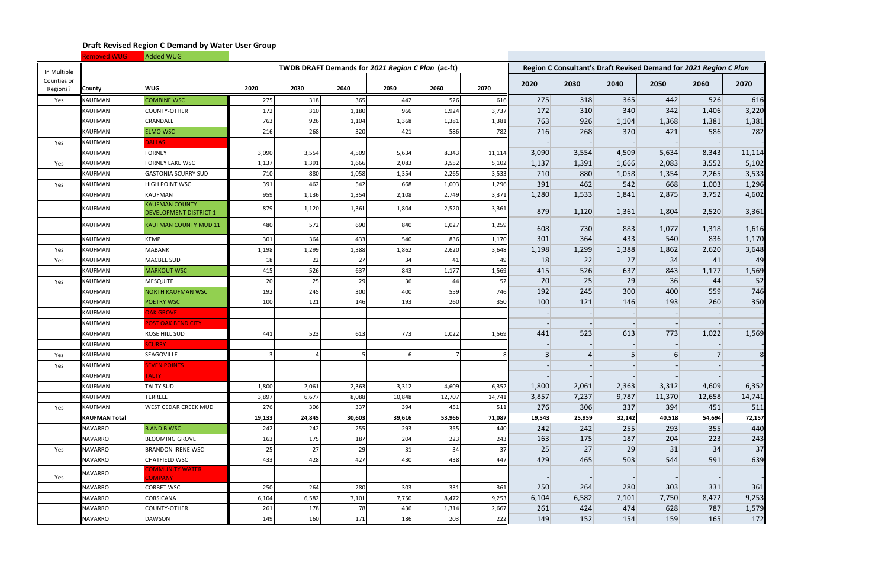## Draft Revised Region C Demand by Water User Group

Removed WUG | Added WUG

| In Multiple Counties or Regions? | County | WUG | TWDB DRAFT Demands for *2021 Region C Plan* (ac-ft) | | | | | | Region C Consultant's Draft Revised Demand for *2021 Region C Plan* | | | | | |
|---|---|---|---|---|---|---|---|---|---|---|---|---|---|---|
| | | | 2020 | 2030 | 2040 | 2050 | 2060 | 2070 | 2020 | 2030 | 2040 | 2050 | 2060 | 2070 |
| Yes | KAUFMAN | COMBINE WSC | 275 | 318 | 365 | 442 | 526 | 616 | 275 | 318 | 365 | 442 | 526 | 616 |
| | KAUFMAN | COUNTY-OTHER | 172 | 310 | 1,180 | 966 | 1,924 | 3,737 | 172 | 310 | 340 | 342 | 1,406 | 3,220 |
| | KAUFMAN | CRANDALL | 763 | 926 | 1,104 | 1,368 | 1,381 | 1,381 | 763 | 926 | 1,104 | 1,368 | 1,381 | 1,381 |
| | KAUFMAN | ELMO WSC | 216 | 268 | 320 | 421 | 586 | 782 | 216 | 268 | 320 | 421 | 586 | 782 |
| Yes | KAUFMAN | DALLAS | | | | | | | - | - | - | - | - | - |
| | KAUFMAN | FORNEY | 3,090 | 3,554 | 4,509 | 5,634 | 8,343 | 11,114 | 3,090 | 3,554 | 4,509 | 5,634 | 8,343 | 11,114 |
| Yes | KAUFMAN | FORNEY LAKE WSC | 1,137 | 1,391 | 1,666 | 2,083 | 3,552 | 5,102 | 1,137 | 1,391 | 1,666 | 2,083 | 3,552 | 5,102 |
| | KAUFMAN | GASTONIA SCURRY SUD | 710 | 880 | 1,058 | 1,354 | 2,265 | 3,533 | 710 | 880 | 1,058 | 1,354 | 2,265 | 3,533 |
| Yes | KAUFMAN | HIGH POINT WSC | 391 | 462 | 542 | 668 | 1,003 | 1,296 | 391 | 462 | 542 | 668 | 1,003 | 1,296 |
| | KAUFMAN | KAUFMAN | 959 | 1,136 | 1,354 | 2,108 | 2,749 | 3,371 | 1,280 | 1,533 | 1,841 | 2,875 | 3,752 | 4,602 |
| | KAUFMAN | KAUFMAN COUNTY DEVELOPMENT DISTRICT 1 | 879 | 1,120 | 1,361 | 1,804 | 2,520 | 3,361 | 879 | 1,120 | 1,361 | 1,804 | 2,520 | 3,361 |
| | KAUFMAN | KAUFMAN COUNTY MUD 11 | 480 | 572 | 690 | 840 | 1,027 | 1,259 | 608 | 730 | 883 | 1,077 | 1,318 | 1,616 |
| | KAUFMAN | KEMP | 301 | 364 | 433 | 540 | 836 | 1,170 | 301 | 364 | 433 | 540 | 836 | 1,170 |
| Yes | KAUFMAN | MABANK | 1,198 | 1,299 | 1,388 | 1,862 | 2,620 | 3,648 | 1,198 | 1,299 | 1,388 | 1,862 | 2,620 | 3,648 |
| Yes | KAUFMAN | MACBEE SUD | 18 | 22 | 27 | 34 | 41 | 49 | 18 | 22 | 27 | 34 | 41 | 49 |
| | KAUFMAN | MARKOUT WSC | 415 | 526 | 637 | 843 | 1,177 | 1,569 | 415 | 526 | 637 | 843 | 1,177 | 1,569 |
| Yes | KAUFMAN | MESQUITE | 20 | 25 | 29 | 36 | 44 | 52 | 20 | 25 | 29 | 36 | 44 | 52 |
| | KAUFMAN | NORTH KAUFMAN WSC | 192 | 245 | 300 | 400 | 559 | 746 | 192 | 245 | 300 | 400 | 559 | 746 |
| | KAUFMAN | POETRY WSC | 100 | 121 | 146 | 193 | 260 | 350 | 100 | 121 | 146 | 193 | 260 | 350 |
| | KAUFMAN | OAK GROVE | | | | | | | - | - | - | - | - | - |
| | KAUFMAN | POST OAK BEND CITY | | | | | | | - | - | - | - | - | - |
| | KAUFMAN | ROSE HILL SUD | 441 | 523 | 613 | 773 | 1,022 | 1,569 | 441 | 523 | 613 | 773 | 1,022 | 1,569 |
| | KAUFMAN | SCURRY | | | | | | | - | - | - | - | - | - |
| Yes | KAUFMAN | SEAGOVILLE | 3 | 4 | 5 | 6 | 7 | 8 | 3 | 4 | 5 | 6 | 7 | 8 |
| Yes | KAUFMAN | SEVEN POINTS | | | | | | | - | - | - | - | - | - |
| | KAUFMAN | TALTY | | | | | | | - | - | - | - | - | - |
| | KAUFMAN | TALTY SUD | 1,800 | 2,061 | 2,363 | 3,312 | 4,609 | 6,352 | 1,800 | 2,061 | 2,363 | 3,312 | 4,609 | 6,352 |
| | KAUFMAN | TERRELL | 3,897 | 6,677 | 8,088 | 10,848 | 12,707 | 14,741 | 3,857 | 7,237 | 9,787 | 11,370 | 12,658 | 14,741 |
| Yes | KAUFMAN | WEST CEDAR CREEK MUD | 276 | 306 | 337 | 394 | 451 | 511 | 276 | 306 | 337 | 394 | 451 | 511 |
| | **KAUFMAN Total** | | **19,133** | **24,845** | **30,603** | **39,616** | **53,966** | **71,087** | **19,543** | **25,959** | **32,142** | **40,518** | **54,694** | **72,157** |
| | NAVARRO | B AND B WSC | 242 | 242 | 255 | 293 | 355 | 440 | 242 | 242 | 255 | 293 | 355 | 440 |
| | NAVARRO | BLOOMING GROVE | 163 | 175 | 187 | 204 | 223 | 243 | 163 | 175 | 187 | 204 | 223 | 243 |
| Yes | NAVARRO | BRANDON IRENE WSC | 25 | 27 | 29 | 31 | 34 | 37 | 25 | 27 | 29 | 31 | 34 | 37 |
| | NAVARRO | CHATFIELD WSC | 433 | 428 | 427 | 430 | 438 | 447 | 429 | 465 | 503 | 544 | 591 | 639 |
| Yes | NAVARRO | COMMUNITY WATER COMPANY | | | | | | | - | - | - | - | - | - |
| | NAVARRO | CORBET WSC | 250 | 264 | 280 | 303 | 331 | 361 | 250 | 264 | 280 | 303 | 331 | 361 |
| | NAVARRO | CORSICANA | 6,104 | 6,582 | 7,101 | 7,750 | 8,472 | 9,253 | 6,104 | 6,582 | 7,101 | 7,750 | 8,472 | 9,253 |
| | NAVARRO | COUNTY-OTHER | 261 | 178 | 78 | 436 | 1,314 | 2,667 | 261 | 424 | 474 | 628 | 787 | 1,579 |
| | NAVARRO | DAWSON | 149 | 160 | 171 | 186 | 203 | 222 | 149 | 152 | 154 | 159 | 165 | 172 |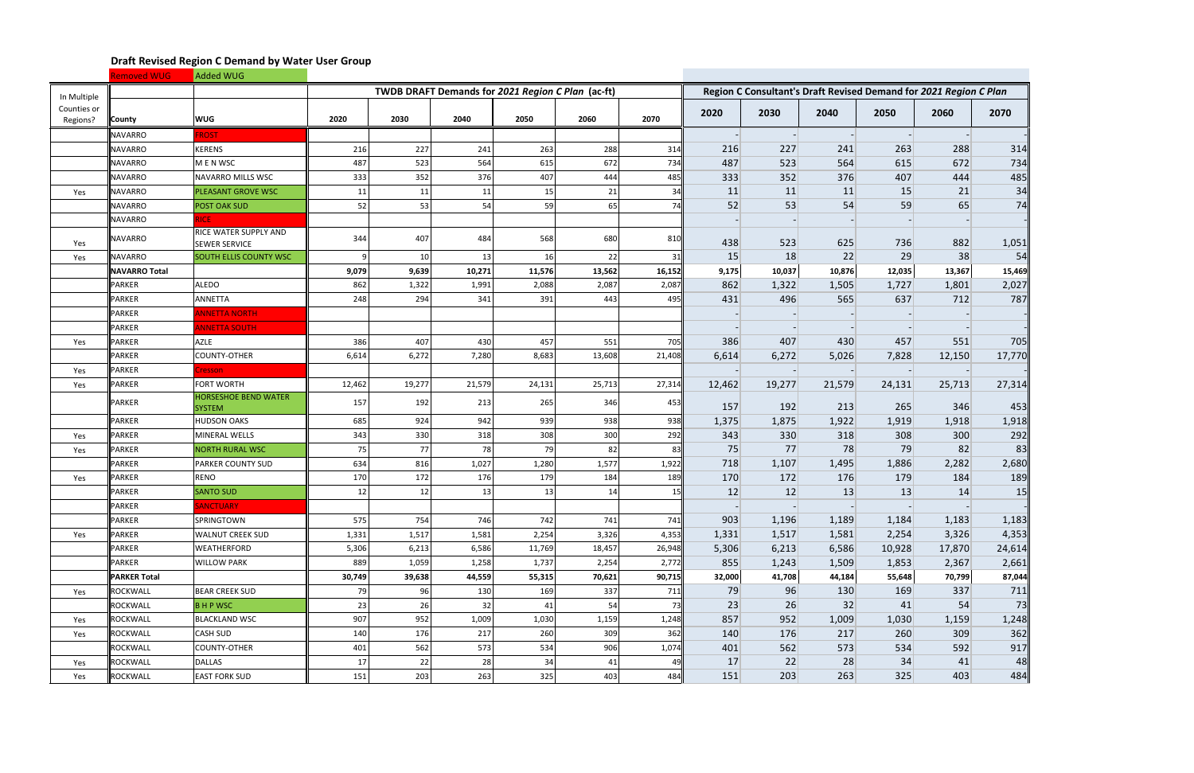## Draft Revised Region C Demand by Water User Group

Removed WUG | Added WUG

| In Multiple Counties or Regions? | County | WUG | TWDB DRAFT Demands for *2021 Region C Plan* (ac-ft) | | | | | | Region C Consultant's Draft Revised Demand for *2021 Region C Plan* | | | | | |
|---|---|---|---|---|---|---|---|---|---|---|---|---|---|---|
| | | | 2020 | 2030 | 2040 | 2050 | 2060 | 2070 | 2020 | 2030 | 2040 | 2050 | 2060 | 2070 |
| | NAVARRO | FROST | | | | | | | - | - | - | - | - | - |
| | NAVARRO | KERENS | 216 | 227 | 241 | 263 | 288 | 314 | 216 | 227 | 241 | 263 | 288 | 314 |
| | NAVARRO | M E N WSC | 487 | 523 | 564 | 615 | 672 | 734 | 487 | 523 | 564 | 615 | 672 | 734 |
| | NAVARRO | NAVARRO MILLS WSC | 333 | 352 | 376 | 407 | 444 | 485 | 333 | 352 | 376 | 407 | 444 | 485 |
| Yes | NAVARRO | PLEASANT GROVE WSC | 11 | 11 | 11 | 15 | 21 | 34 | 11 | 11 | 11 | 15 | 21 | 34 |
| | NAVARRO | POST OAK SUD | 52 | 53 | 54 | 59 | 65 | 74 | 52 | 53 | 54 | 59 | 65 | 74 |
| | NAVARRO | RICE | | | | | | | - | - | - | - | - | - |
| Yes | NAVARRO | RICE WATER SUPPLY AND SEWER SERVICE | 344 | 407 | 484 | 568 | 680 | 810 | 438 | 523 | 625 | 736 | 882 | 1,051 |
| Yes | NAVARRO | SOUTH ELLIS COUNTY WSC | 9 | 10 | 13 | 16 | 22 | 31 | 15 | 18 | 22 | 29 | 38 | 54 |
| | **NAVARRO Total** | | **9,079** | **9,639** | **10,271** | **11,576** | **13,562** | **16,152** | **9,175** | **10,037** | **10,876** | **12,035** | **13,367** | **15,469** |
| | PARKER | ALEDO | 862 | 1,322 | 1,991 | 2,088 | 2,087 | 2,087 | 862 | 1,322 | 1,505 | 1,727 | 1,801 | 2,027 |
| | PARKER | ANNETTA | 248 | 294 | 341 | 391 | 443 | 495 | 431 | 496 | 565 | 637 | 712 | 787 |
| | PARKER | ANNETTA NORTH | | | | | | | - | - | - | - | - | - |
| | PARKER | ANNETTA SOUTH | | | | | | | - | - | - | - | - | - |
| Yes | PARKER | AZLE | 386 | 407 | 430 | 457 | 551 | 705 | 386 | 407 | 430 | 457 | 551 | 705 |
| | PARKER | COUNTY-OTHER | 6,614 | 6,272 | 7,280 | 8,683 | 13,608 | 21,408 | 6,614 | 6,272 | 5,026 | 7,828 | 12,150 | 17,770 |
| Yes | PARKER | Cresson | | | | | | | - | - | - | - | - | - |
| Yes | PARKER | FORT WORTH | 12,462 | 19,277 | 21,579 | 24,131 | 25,713 | 27,314 | 12,462 | 19,277 | 21,579 | 24,131 | 25,713 | 27,314 |
| | PARKER | HORSESHOE BEND WATER SYSTEM | 157 | 192 | 213 | 265 | 346 | 453 | 157 | 192 | 213 | 265 | 346 | 453 |
| | PARKER | HUDSON OAKS | 685 | 924 | 942 | 939 | 938 | 938 | 1,375 | 1,875 | 1,922 | 1,919 | 1,918 | 1,918 |
| Yes | PARKER | MINERAL WELLS | 343 | 330 | 318 | 308 | 300 | 292 | 343 | 330 | 318 | 308 | 300 | 292 |
| Yes | PARKER | NORTH RURAL WSC | 75 | 77 | 78 | 79 | 82 | 83 | 75 | 77 | 78 | 79 | 82 | 83 |
| | PARKER | PARKER COUNTY SUD | 634 | 816 | 1,027 | 1,280 | 1,577 | 1,922 | 718 | 1,107 | 1,495 | 1,886 | 2,282 | 2,680 |
| Yes | PARKER | RENO | 170 | 172 | 176 | 179 | 184 | 189 | 170 | 172 | 176 | 179 | 184 | 189 |
| | PARKER | SANTO SUD | 12 | 12 | 13 | 13 | 14 | 15 | 12 | 12 | 13 | 13 | 14 | 15 |
| | PARKER | SANCTUARY | | | | | | | - | - | - | - | - | - |
| | PARKER | SPRINGTOWN | 575 | 754 | 746 | 742 | 741 | 741 | 903 | 1,196 | 1,189 | 1,184 | 1,183 | 1,183 |
| Yes | PARKER | WALNUT CREEK SUD | 1,331 | 1,517 | 1,581 | 2,254 | 3,326 | 4,353 | 1,331 | 1,517 | 1,581 | 2,254 | 3,326 | 4,353 |
| | PARKER | WEATHERFORD | 5,306 | 6,213 | 6,586 | 11,769 | 18,457 | 26,948 | 5,306 | 6,213 | 6,586 | 10,928 | 17,870 | 24,614 |
| | PARKER | WILLOW PARK | 889 | 1,059 | 1,258 | 1,737 | 2,254 | 2,772 | 855 | 1,243 | 1,509 | 1,853 | 2,367 | 2,661 |
| | **PARKER Total** | | **30,749** | **39,638** | **44,559** | **55,315** | **70,621** | **90,715** | **32,000** | **41,708** | **44,184** | **55,648** | **70,799** | **87,044** |
| Yes | ROCKWALL | BEAR CREEK SUD | 79 | 96 | 130 | 169 | 337 | 711 | 79 | 96 | 130 | 169 | 337 | 711 |
| | ROCKWALL | B H P WSC | 23 | 26 | 32 | 41 | 54 | 73 | 23 | 26 | 32 | 41 | 54 | 73 |
| Yes | ROCKWALL | BLACKLAND WSC | 907 | 952 | 1,009 | 1,030 | 1,159 | 1,248 | 857 | 952 | 1,009 | 1,030 | 1,159 | 1,248 |
| Yes | ROCKWALL | CASH SUD | 140 | 176 | 217 | 260 | 309 | 362 | 140 | 176 | 217 | 260 | 309 | 362 |
| | ROCKWALL | COUNTY-OTHER | 401 | 562 | 573 | 534 | 906 | 1,074 | 401 | 562 | 573 | 534 | 592 | 917 |
| Yes | ROCKWALL | DALLAS | 17 | 22 | 28 | 34 | 41 | 49 | 17 | 22 | 28 | 34 | 41 | 48 |
| Yes | ROCKWALL | EAST FORK SUD | 151 | 203 | 263 | 325 | 403 | 484 | 151 | 203 | 263 | 325 | 403 | 484 |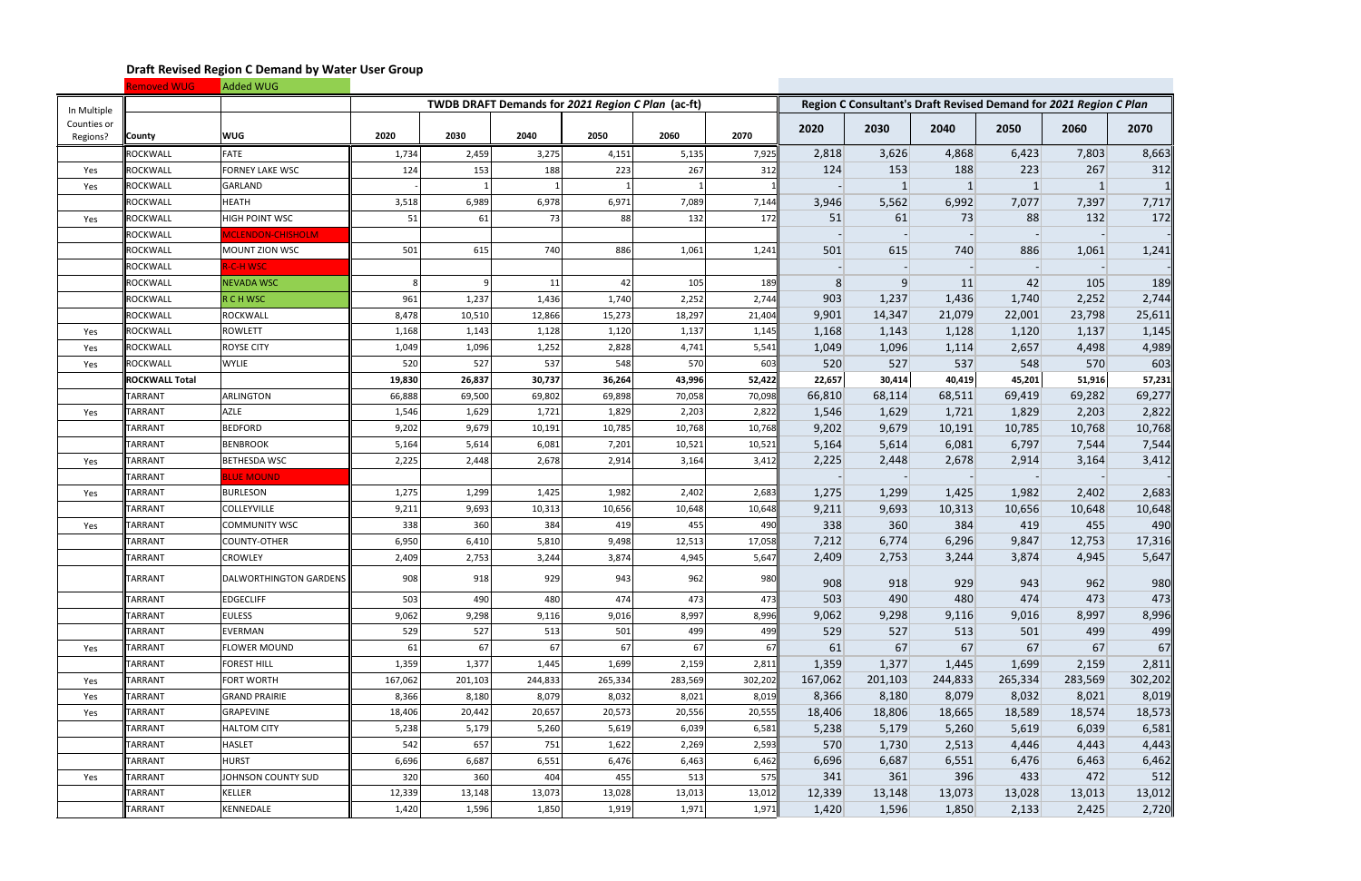## Draft Revised Region C Demand by Water User Group

Removed WUG | Added WUG

| In Multiple Counties or Regions? | County | WUG | TWDB DRAFT Demands for *2021 Region C Plan* (ac-ft) | | | | | | Region C Consultant's Draft Revised Demand for *2021 Region C Plan* | | | | | |
|---|---|---|---|---|---|---|---|---|---|---|---|---|---|---|
| | | | 2020 | 2030 | 2040 | 2050 | 2060 | 2070 | 2020 | 2030 | 2040 | 2050 | 2060 | 2070 |
| | ROCKWALL | FATE | 1,734 | 2,459 | 3,275 | 4,151 | 5,135 | 7,925 | 2,818 | 3,626 | 4,868 | 6,423 | 7,803 | 8,663 |
| Yes | ROCKWALL | FORNEY LAKE WSC | 124 | 153 | 188 | 223 | 267 | 312 | 124 | 153 | 188 | 223 | 267 | 312 |
| Yes | ROCKWALL | GARLAND | - | 1 | 1 | 1 | 1 | 1 | - | 1 | 1 | 1 | 1 | 1 |
| | ROCKWALL | HEATH | 3,518 | 6,989 | 6,978 | 6,971 | 7,089 | 7,144 | 3,946 | 5,562 | 6,992 | 7,077 | 7,397 | 7,717 |
| Yes | ROCKWALL | HIGH POINT WSC | 51 | 61 | 73 | 88 | 132 | 172 | 51 | 61 | 73 | 88 | 132 | 172 |
| | ROCKWALL | MCLENDON-CHISHOLM | | | | | | | - | - | - | - | - | - |
| | ROCKWALL | MOUNT ZION WSC | 501 | 615 | 740 | 886 | 1,061 | 1,241 | 501 | 615 | 740 | 886 | 1,061 | 1,241 |
| | ROCKWALL | R-C-H WSC | | | | | | | - | - | - | - | - | - |
| | ROCKWALL | NEVADA WSC | 8 | 9 | 11 | 42 | 105 | 189 | 8 | 9 | 11 | 42 | 105 | 189 |
| | ROCKWALL | R C H WSC | 961 | 1,237 | 1,436 | 1,740 | 2,252 | 2,744 | 903 | 1,237 | 1,436 | 1,740 | 2,252 | 2,744 |
| | ROCKWALL | ROCKWALL | 8,478 | 10,510 | 12,866 | 15,273 | 18,297 | 21,404 | 9,901 | 14,347 | 21,079 | 22,001 | 23,798 | 25,611 |
| Yes | ROCKWALL | ROWLETT | 1,168 | 1,143 | 1,128 | 1,120 | 1,137 | 1,145 | 1,168 | 1,143 | 1,128 | 1,120 | 1,137 | 1,145 |
| Yes | ROCKWALL | ROYSE CITY | 1,049 | 1,096 | 1,252 | 2,828 | 4,741 | 5,541 | 1,049 | 1,096 | 1,114 | 2,657 | 4,498 | 4,989 |
| Yes | ROCKWALL | WYLIE | 520 | 527 | 537 | 548 | 570 | 603 | 520 | 527 | 537 | 548 | 570 | 603 |
| | **ROCKWALL Total** | | **19,830** | **26,837** | **30,737** | **36,264** | **43,996** | **52,422** | **22,657** | **30,414** | **40,419** | **45,201** | **51,916** | **57,231** |
| | TARRANT | ARLINGTON | 66,888 | 69,500 | 69,802 | 69,898 | 70,058 | 70,098 | 66,810 | 68,114 | 68,511 | 69,419 | 69,282 | 69,277 |
| Yes | TARRANT | AZLE | 1,546 | 1,629 | 1,721 | 1,829 | 2,203 | 2,822 | 1,546 | 1,629 | 1,721 | 1,829 | 2,203 | 2,822 |
| | TARRANT | BEDFORD | 9,202 | 9,679 | 10,191 | 10,785 | 10,768 | 10,768 | 9,202 | 9,679 | 10,191 | 10,785 | 10,768 | 10,768 |
| | TARRANT | BENBROOK | 5,164 | 5,614 | 6,081 | 7,201 | 10,521 | 10,521 | 5,164 | 5,614 | 6,081 | 6,797 | 7,544 | 7,544 |
| Yes | TARRANT | BETHESDA WSC | 2,225 | 2,448 | 2,678 | 2,914 | 3,164 | 3,412 | 2,225 | 2,448 | 2,678 | 2,914 | 3,164 | 3,412 |
| | TARRANT | BLUE MOUND | | | | | | | - | - | - | - | - | - |
| Yes | TARRANT | BURLESON | 1,275 | 1,299 | 1,425 | 1,982 | 2,402 | 2,683 | 1,275 | 1,299 | 1,425 | 1,982 | 2,402 | 2,683 |
| | TARRANT | COLLEYVILLE | 9,211 | 9,693 | 10,313 | 10,656 | 10,648 | 10,648 | 9,211 | 9,693 | 10,313 | 10,656 | 10,648 | 10,648 |
| Yes | TARRANT | COMMUNITY WSC | 338 | 360 | 384 | 419 | 455 | 490 | 338 | 360 | 384 | 419 | 455 | 490 |
| | TARRANT | COUNTY-OTHER | 6,950 | 6,410 | 5,810 | 9,498 | 12,513 | 17,058 | 7,212 | 6,774 | 6,296 | 9,847 | 12,753 | 17,316 |
| | TARRANT | CROWLEY | 2,409 | 2,753 | 3,244 | 3,874 | 4,945 | 5,647 | 2,409 | 2,753 | 3,244 | 3,874 | 4,945 | 5,647 |
| | TARRANT | DALWORTHINGTON GARDENS | 908 | 918 | 929 | 943 | 962 | 980 | 908 | 918 | 929 | 943 | 962 | 980 |
| | TARRANT | EDGECLIFF | 503 | 490 | 480 | 474 | 473 | 473 | 503 | 490 | 480 | 474 | 473 | 473 |
| | TARRANT | EULESS | 9,062 | 9,298 | 9,116 | 9,016 | 8,997 | 8,996 | 9,062 | 9,298 | 9,116 | 9,016 | 8,997 | 8,996 |
| | TARRANT | EVERMAN | 529 | 527 | 513 | 501 | 499 | 499 | 529 | 527 | 513 | 501 | 499 | 499 |
| Yes | TARRANT | FLOWER MOUND | 61 | 67 | 67 | 67 | 67 | 67 | 61 | 67 | 67 | 67 | 67 | 67 |
| | TARRANT | FOREST HILL | 1,359 | 1,377 | 1,445 | 1,699 | 2,159 | 2,811 | 1,359 | 1,377 | 1,445 | 1,699 | 2,159 | 2,811 |
| Yes | TARRANT | FORT WORTH | 167,062 | 201,103 | 244,833 | 265,334 | 283,569 | 302,202 | 167,062 | 201,103 | 244,833 | 265,334 | 283,569 | 302,202 |
| Yes | TARRANT | GRAND PRAIRIE | 8,366 | 8,180 | 8,079 | 8,032 | 8,021 | 8,019 | 8,366 | 8,180 | 8,079 | 8,032 | 8,021 | 8,019 |
| Yes | TARRANT | GRAPEVINE | 18,406 | 20,442 | 20,657 | 20,573 | 20,556 | 20,555 | 18,406 | 18,806 | 18,665 | 18,589 | 18,574 | 18,573 |
| | TARRANT | HALTOM CITY | 5,238 | 5,179 | 5,260 | 5,619 | 6,039 | 6,581 | 5,238 | 5,179 | 5,260 | 5,619 | 6,039 | 6,581 |
| | TARRANT | HASLET | 542 | 657 | 751 | 1,622 | 2,269 | 2,593 | 570 | 1,730 | 2,513 | 4,446 | 4,443 | 4,443 |
| | TARRANT | HURST | 6,696 | 6,687 | 6,551 | 6,476 | 6,463 | 6,462 | 6,696 | 6,687 | 6,551 | 6,476 | 6,463 | 6,462 |
| Yes | TARRANT | JOHNSON COUNTY SUD | 320 | 360 | 404 | 455 | 513 | 575 | 341 | 361 | 396 | 433 | 472 | 512 |
| | TARRANT | KELLER | 12,339 | 13,148 | 13,073 | 13,028 | 13,013 | 13,012 | 12,339 | 13,148 | 13,073 | 13,028 | 13,013 | 13,012 |
| | TARRANT | KENNEDALE | 1,420 | 1,596 | 1,850 | 1,919 | 1,971 | 1,971 | 1,420 | 1,596 | 1,850 | 2,133 | 2,425 | 2,720 |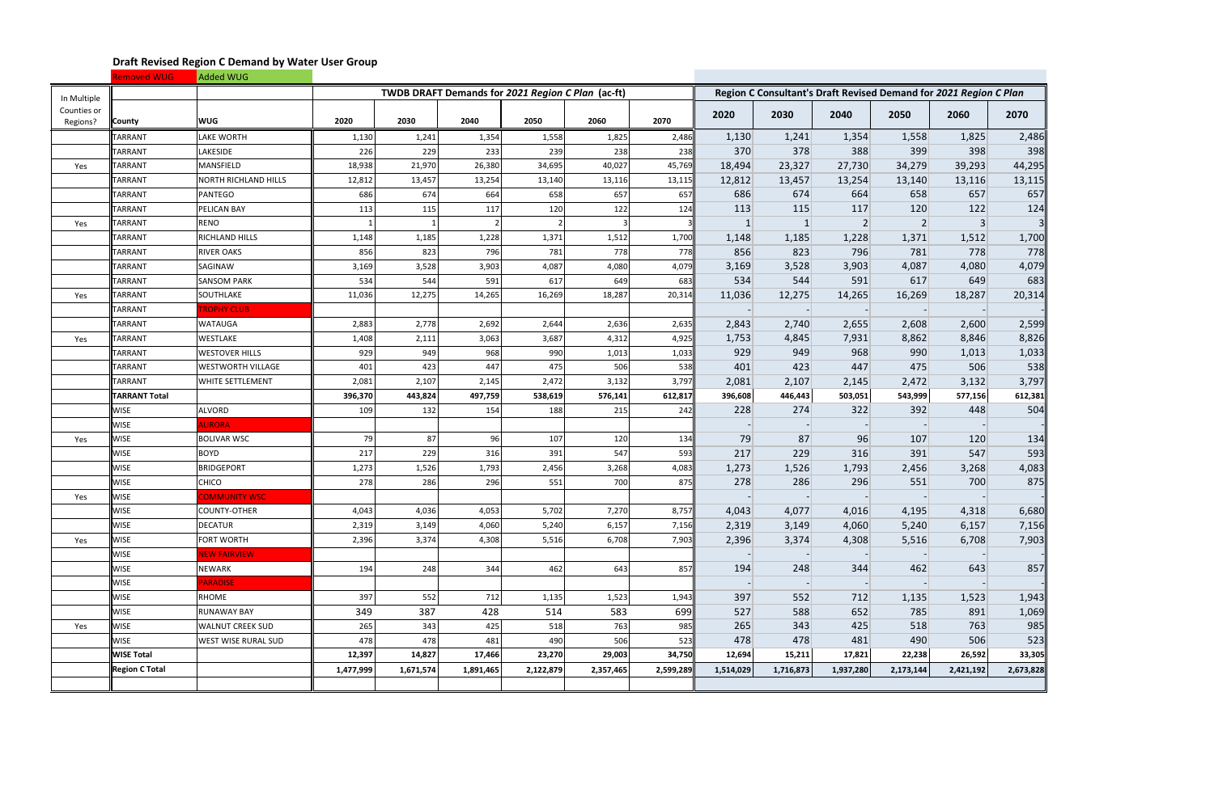## Draft Revised Region C Demand by Water User Group

Removed WUG | Added WUG

| In Multiple Counties or Regions? | County | WUG | TWDB DRAFT Demands for *2021 Region C Plan* (ac-ft) | | | | | | Region C Consultant's Draft Revised Demand for *2021 Region C Plan* | | | | | |
|---|---|---|---|---|---|---|---|---|---|---|---|---|---|---|
| | | | 2020 | 2030 | 2040 | 2050 | 2060 | 2070 | 2020 | 2030 | 2040 | 2050 | 2060 | 2070 |
| | TARRANT | LAKE WORTH | 1,130 | 1,241 | 1,354 | 1,558 | 1,825 | 2,486 | 1,130 | 1,241 | 1,354 | 1,558 | 1,825 | 2,486 |
| | TARRANT | LAKESIDE | 226 | 229 | 233 | 239 | 238 | 238 | 370 | 378 | 388 | 399 | 398 | 398 |
| Yes | TARRANT | MANSFIELD | 18,938 | 21,970 | 26,380 | 34,695 | 40,027 | 45,769 | 18,494 | 23,327 | 27,730 | 34,279 | 39,293 | 44,295 |
| | TARRANT | NORTH RICHLAND HILLS | 12,812 | 13,457 | 13,254 | 13,140 | 13,116 | 13,115 | 12,812 | 13,457 | 13,254 | 13,140 | 13,116 | 13,115 |
| | TARRANT | PANTEGO | 686 | 674 | 664 | 658 | 657 | 657 | 686 | 674 | 664 | 658 | 657 | 657 |
| | TARRANT | PELICAN BAY | 113 | 115 | 117 | 120 | 122 | 124 | 113 | 115 | 117 | 120 | 122 | 124 |
| Yes | TARRANT | RENO | 1 | 1 | 2 | 2 | 3 | 3 | 1 | 1 | 2 | 2 | 3 | 3 |
| | TARRANT | RICHLAND HILLS | 1,148 | 1,185 | 1,228 | 1,371 | 1,512 | 1,700 | 1,148 | 1,185 | 1,228 | 1,371 | 1,512 | 1,700 |
| | TARRANT | RIVER OAKS | 856 | 823 | 796 | 781 | 778 | 778 | 856 | 823 | 796 | 781 | 778 | 778 |
| | TARRANT | SAGINAW | 3,169 | 3,528 | 3,903 | 4,087 | 4,080 | 4,079 | 3,169 | 3,528 | 3,903 | 4,087 | 4,080 | 4,079 |
| | TARRANT | SANSOM PARK | 534 | 544 | 591 | 617 | 649 | 683 | 534 | 544 | 591 | 617 | 649 | 683 |
| Yes | TARRANT | SOUTHLAKE | 11,036 | 12,275 | 14,265 | 16,269 | 18,287 | 20,314 | 11,036 | 12,275 | 14,265 | 16,269 | 18,287 | 20,314 |
| | TARRANT | TROPHY CLUB | | | | | | | - | - | - | - | - | - |
| | TARRANT | WATAUGA | 2,883 | 2,778 | 2,692 | 2,644 | 2,636 | 2,635 | 2,843 | 2,740 | 2,655 | 2,608 | 2,600 | 2,599 |
| Yes | TARRANT | WESTLAKE | 1,408 | 2,111 | 3,063 | 3,687 | 4,312 | 4,925 | 1,753 | 4,845 | 7,931 | 8,862 | 8,846 | 8,826 |
| | TARRANT | WESTOVER HILLS | 929 | 949 | 968 | 990 | 1,013 | 1,033 | 929 | 949 | 968 | 990 | 1,013 | 1,033 |
| | TARRANT | WESTWORTH VILLAGE | 401 | 423 | 447 | 475 | 506 | 538 | 401 | 423 | 447 | 475 | 506 | 538 |
| | TARRANT | WHITE SETTLEMENT | 2,081 | 2,107 | 2,145 | 2,472 | 3,132 | 3,797 | 2,081 | 2,107 | 2,145 | 2,472 | 3,132 | 3,797 |
| | **TARRANT Total** | | **396,370** | **443,824** | **497,759** | **538,619** | **576,141** | **612,817** | **396,608** | **446,443** | **503,051** | **543,999** | **577,156** | **612,381** |
| | WISE | ALVORD | 109 | 132 | 154 | 188 | 215 | 242 | 228 | 274 | 322 | 392 | 448 | 504 |
| | WISE | AURORA | | | | | | | - | - | - | - | - | - |
| Yes | WISE | BOLIVAR WSC | 79 | 87 | 96 | 107 | 120 | 134 | 79 | 87 | 96 | 107 | 120 | 134 |
| | WISE | BOYD | 217 | 229 | 316 | 391 | 547 | 593 | 217 | 229 | 316 | 391 | 547 | 593 |
| | WISE | BRIDGEPORT | 1,273 | 1,526 | 1,793 | 2,456 | 3,268 | 4,083 | 1,273 | 1,526 | 1,793 | 2,456 | 3,268 | 4,083 |
| | WISE | CHICO | 278 | 286 | 296 | 551 | 700 | 875 | 278 | 286 | 296 | 551 | 700 | 875 |
| Yes | WISE | COMMUNITY WSC | | | | | | | - | - | - | - | - | - |
| | WISE | COUNTY-OTHER | 4,043 | 4,036 | 4,053 | 5,702 | 7,270 | 8,757 | 4,043 | 4,077 | 4,016 | 4,195 | 4,318 | 6,680 |
| | WISE | DECATUR | 2,319 | 3,149 | 4,060 | 5,240 | 6,157 | 7,156 | 2,319 | 3,149 | 4,060 | 5,240 | 6,157 | 7,156 |
| Yes | WISE | FORT WORTH | 2,396 | 3,374 | 4,308 | 5,516 | 6,708 | 7,903 | 2,396 | 3,374 | 4,308 | 5,516 | 6,708 | 7,903 |
| | WISE | NEW FAIRVIEW | | | | | | | - | - | - | - | - | - |
| | WISE | NEWARK | 194 | 248 | 344 | 462 | 643 | 857 | 194 | 248 | 344 | 462 | 643 | 857 |
| | WISE | PARADISE | | | | | | | - | - | - | - | - | - |
| | WISE | RHOME | 397 | 552 | 712 | 1,135 | 1,523 | 1,943 | 397 | 552 | 712 | 1,135 | 1,523 | 1,943 |
| | WISE | RUNAWAY BAY | 349 | 387 | 428 | 514 | 583 | 699 | 527 | 588 | 652 | 785 | 891 | 1,069 |
| Yes | WISE | WALNUT CREEK SUD | 265 | 343 | 425 | 518 | 763 | 985 | 265 | 343 | 425 | 518 | 763 | 985 |
| | WISE | WEST WISE RURAL SUD | 478 | 478 | 481 | 490 | 506 | 523 | 478 | 478 | 481 | 490 | 506 | 523 |
| | **WISE Total** | | **12,397** | **14,827** | **17,466** | **23,270** | **29,003** | **34,750** | **12,694** | **15,211** | **17,821** | **22,238** | **26,592** | **33,305** |
| | **Region C Total** | | **1,477,999** | **1,671,574** | **1,891,465** | **2,122,879** | **2,357,465** | **2,599,289** | **1,514,029** | **1,716,873** | **1,937,280** | **2,173,144** | **2,421,192** | **2,673,828** |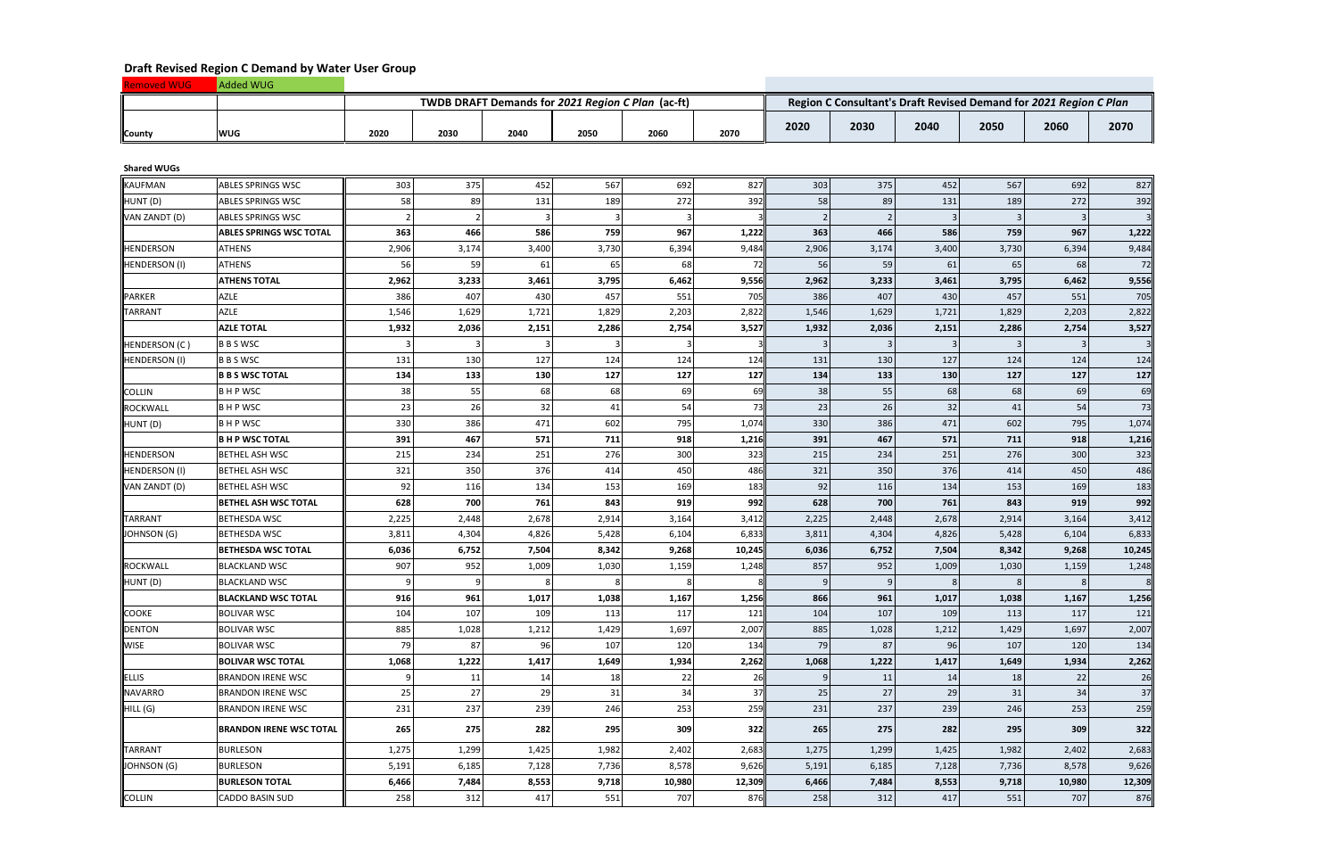## Draft Revised Region C Demand by Water User Group

| Removed WUG | Added WUG |
|---|---|

| | | TWDB DRAFT Demands for *2021 Region C Plan* (ac-ft) | | | | | | Region C Consultant's Draft Revised Demand for *2021 Region C Plan* | | | | | |
|---|---|---|---|---|---|---|---|---|---|---|---|---|---|
| **County** | **WUG** | **2020** | **2030** | **2040** | **2050** | **2060** | **2070** | **2020** | **2030** | **2040** | **2050** | **2060** | **2070** |
| **Shared WUGs** | | | | | | | | | | | | | |
| KAUFMAN | ABLES SPRINGS WSC | 303 | 375 | 452 | 567 | 692 | 827 | 303 | 375 | 452 | 567 | 692 | 827 |
| HUNT (D) | ABLES SPRINGS WSC | 58 | 89 | 131 | 189 | 272 | 392 | 58 | 89 | 131 | 189 | 272 | 392 |
| VAN ZANDT (D) | ABLES SPRINGS WSC | 2 | 2 | 3 | 3 | 3 | 3 | 2 | 2 | 3 | 3 | 3 | 3 |
| | **ABLES SPRINGS WSC TOTAL** | **363** | **466** | **586** | **759** | **967** | **1,222** | **363** | **466** | **586** | **759** | **967** | **1,222** |
| HENDERSON | ATHENS | 2,906 | 3,174 | 3,400 | 3,730 | 6,394 | 9,484 | 2,906 | 3,174 | 3,400 | 3,730 | 6,394 | 9,484 |
| HENDERSON (I) | ATHENS | 56 | 59 | 61 | 65 | 68 | 72 | 56 | 59 | 61 | 65 | 68 | 72 |
| | **ATHENS TOTAL** | **2,962** | **3,233** | **3,461** | **3,795** | **6,462** | **9,556** | **2,962** | **3,233** | **3,461** | **3,795** | **6,462** | **9,556** |
| PARKER | AZLE | 386 | 407 | 430 | 457 | 551 | 705 | 386 | 407 | 430 | 457 | 551 | 705 |
| TARRANT | AZLE | 1,546 | 1,629 | 1,721 | 1,829 | 2,203 | 2,822 | 1,546 | 1,629 | 1,721 | 1,829 | 2,203 | 2,822 |
| | **AZLE TOTAL** | **1,932** | **2,036** | **2,151** | **2,286** | **2,754** | **3,527** | **1,932** | **2,036** | **2,151** | **2,286** | **2,754** | **3,527** |
| HENDERSON (C ) | B B S WSC | 3 | 3 | 3 | 3 | 3 | 3 | 3 | 3 | 3 | 3 | 3 | 3 |
| HENDERSON (I) | B B S WSC | 131 | 130 | 127 | 124 | 124 | 124 | 131 | 130 | 127 | 124 | 124 | 124 |
| | **B B S WSC TOTAL** | **134** | **133** | **130** | **127** | **127** | **127** | **134** | **133** | **130** | **127** | **127** | **127** |
| COLLIN | B H P WSC | 38 | 55 | 68 | 68 | 69 | 69 | 38 | 55 | 68 | 68 | 69 | 69 |
| ROCKWALL | B H P WSC | 23 | 26 | 32 | 41 | 54 | 73 | 23 | 26 | 32 | 41 | 54 | 73 |
| HUNT (D) | B H P WSC | 330 | 386 | 471 | 602 | 795 | 1,074 | 330 | 386 | 471 | 602 | 795 | 1,074 |
| | **B H P WSC TOTAL** | **391** | **467** | **571** | **711** | **918** | **1,216** | **391** | **467** | **571** | **711** | **918** | **1,216** |
| HENDERSON | BETHEL ASH WSC | 215 | 234 | 251 | 276 | 300 | 323 | 215 | 234 | 251 | 276 | 300 | 323 |
| HENDERSON (I) | BETHEL ASH WSC | 321 | 350 | 376 | 414 | 450 | 486 | 321 | 350 | 376 | 414 | 450 | 486 |
| VAN ZANDT (D) | BETHEL ASH WSC | 92 | 116 | 134 | 153 | 169 | 183 | 92 | 116 | 134 | 153 | 169 | 183 |
| | **BETHEL ASH WSC TOTAL** | **628** | **700** | **761** | **843** | **919** | **992** | **628** | **700** | **761** | **843** | **919** | **992** |
| TARRANT | BETHESDA WSC | 2,225 | 2,448 | 2,678 | 2,914 | 3,164 | 3,412 | 2,225 | 2,448 | 2,678 | 2,914 | 3,164 | 3,412 |
| JOHNSON (G) | BETHESDA WSC | 3,811 | 4,304 | 4,826 | 5,428 | 6,104 | 6,833 | 3,811 | 4,304 | 4,826 | 5,428 | 6,104 | 6,833 |
| | **BETHESDA WSC TOTAL** | **6,036** | **6,752** | **7,504** | **8,342** | **9,268** | **10,245** | **6,036** | **6,752** | **7,504** | **8,342** | **9,268** | **10,245** |
| ROCKWALL | BLACKLAND WSC | 907 | 952 | 1,009 | 1,030 | 1,159 | 1,248 | 857 | 952 | 1,009 | 1,030 | 1,159 | 1,248 |
| HUNT (D) | BLACKLAND WSC | 9 | 9 | 8 | 8 | 8 | 8 | 9 | 9 | 8 | 8 | 8 | 8 |
| | **BLACKLAND WSC TOTAL** | **916** | **961** | **1,017** | **1,038** | **1,167** | **1,256** | **866** | **961** | **1,017** | **1,038** | **1,167** | **1,256** |
| COOKE | BOLIVAR WSC | 104 | 107 | 109 | 113 | 117 | 121 | 104 | 107 | 109 | 113 | 117 | 121 |
| DENTON | BOLIVAR WSC | 885 | 1,028 | 1,212 | 1,429 | 1,697 | 2,007 | 885 | 1,028 | 1,212 | 1,429 | 1,697 | 2,007 |
| WISE | BOLIVAR WSC | 79 | 87 | 96 | 107 | 120 | 134 | 79 | 87 | 96 | 107 | 120 | 134 |
| | **BOLIVAR WSC TOTAL** | **1,068** | **1,222** | **1,417** | **1,649** | **1,934** | **2,262** | **1,068** | **1,222** | **1,417** | **1,649** | **1,934** | **2,262** |
| ELLIS | BRANDON IRENE WSC | 9 | 11 | 14 | 18 | 22 | 26 | 9 | 11 | 14 | 18 | 22 | 26 |
| NAVARRO | BRANDON IRENE WSC | 25 | 27 | 29 | 31 | 34 | 37 | 25 | 27 | 29 | 31 | 34 | 37 |
| HILL (G) | BRANDON IRENE WSC | 231 | 237 | 239 | 246 | 253 | 259 | 231 | 237 | 239 | 246 | 253 | 259 |
| | **BRANDON IRENE WSC TOTAL** | **265** | **275** | **282** | **295** | **309** | **322** | **265** | **275** | **282** | **295** | **309** | **322** |
| TARRANT | BURLESON | 1,275 | 1,299 | 1,425 | 1,982 | 2,402 | 2,683 | 1,275 | 1,299 | 1,425 | 1,982 | 2,402 | 2,683 |
| JOHNSON (G) | BURLESON | 5,191 | 6,185 | 7,128 | 7,736 | 8,578 | 9,626 | 5,191 | 6,185 | 7,128 | 7,736 | 8,578 | 9,626 |
| | **BURLESON TOTAL** | **6,466** | **7,484** | **8,553** | **9,718** | **10,980** | **12,309** | **6,466** | **7,484** | **8,553** | **9,718** | **10,980** | **12,309** |
| COLLIN | CADDO BASIN SUD | 258 | 312 | 417 | 551 | 707 | 876 | 258 | 312 | 417 | 551 | 707 | 876 |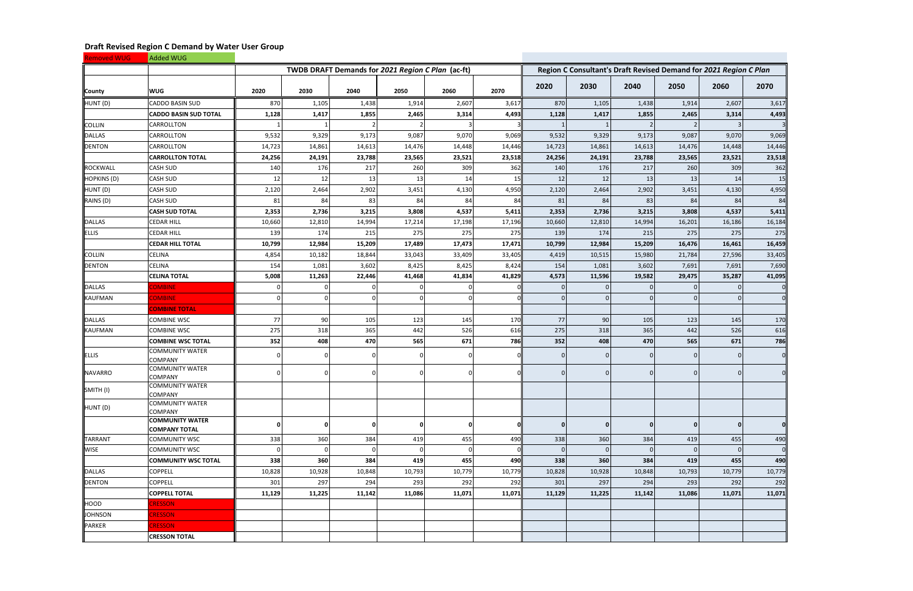## Draft Revised Region C Demand by Water User Group

Removed WUG | Added WUG

| | | TWDB DRAFT Demands for *2021 Region C Plan* (ac-ft) | | | | | | Region C Consultant's Draft Revised Demand for *2021 Region C Plan* | | | | | |
|---|---|---|---|---|---|---|---|---|---|---|---|---|---|
| **County** | **WUG** | **2020** | **2030** | **2040** | **2050** | **2060** | **2070** | **2020** | **2030** | **2040** | **2050** | **2060** | **2070** |
| HUNT (D) | CADDO BASIN SUD | 870 | 1,105 | 1,438 | 1,914 | 2,607 | 3,617 | 870 | 1,105 | 1,438 | 1,914 | 2,607 | 3,617 |
| | **CADDO BASIN SUD TOTAL** | **1,128** | **1,417** | **1,855** | **2,465** | **3,314** | **4,493** | **1,128** | **1,417** | **1,855** | **2,465** | **3,314** | **4,493** |
| COLLIN | CARROLLTON | 1 | 1 | 2 | 2 | 3 | 3 | 1 | 1 | 2 | 2 | 3 | 3 |
| DALLAS | CARROLLTON | 9,532 | 9,329 | 9,173 | 9,087 | 9,070 | 9,069 | 9,532 | 9,329 | 9,173 | 9,087 | 9,070 | 9,069 |
| DENTON | CARROLLTON | 14,723 | 14,861 | 14,613 | 14,476 | 14,448 | 14,446 | 14,723 | 14,861 | 14,613 | 14,476 | 14,448 | 14,446 |
| | **CARROLLTON TOTAL** | **24,256** | **24,191** | **23,788** | **23,565** | **23,521** | **23,518** | **24,256** | **24,191** | **23,788** | **23,565** | **23,521** | **23,518** |
| ROCKWALL | CASH SUD | 140 | 176 | 217 | 260 | 309 | 362 | 140 | 176 | 217 | 260 | 309 | 362 |
| HOPKINS (D) | CASH SUD | 12 | 12 | 13 | 13 | 14 | 15 | 12 | 12 | 13 | 13 | 14 | 15 |
| HUNT (D) | CASH SUD | 2,120 | 2,464 | 2,902 | 3,451 | 4,130 | 4,950 | 2,120 | 2,464 | 2,902 | 3,451 | 4,130 | 4,950 |
| RAINS (D) | CASH SUD | 81 | 84 | 83 | 84 | 84 | 84 | 81 | 84 | 83 | 84 | 84 | 84 |
| | **CASH SUD TOTAL** | **2,353** | **2,736** | **3,215** | **3,808** | **4,537** | **5,411** | **2,353** | **2,736** | **3,215** | **3,808** | **4,537** | **5,411** |
| DALLAS | CEDAR HILL | 10,660 | 12,810 | 14,994 | 17,214 | 17,198 | 17,196 | 10,660 | 12,810 | 14,994 | 16,201 | 16,186 | 16,184 |
| ELLIS | CEDAR HILL | 139 | 174 | 215 | 275 | 275 | 275 | 139 | 174 | 215 | 275 | 275 | 275 |
| | **CEDAR HILL TOTAL** | **10,799** | **12,984** | **15,209** | **17,489** | **17,473** | **17,471** | **10,799** | **12,984** | **15,209** | **16,476** | **16,461** | **16,459** |
| COLLIN | CELINA | 4,854 | 10,182 | 18,844 | 33,043 | 33,409 | 33,405 | 4,419 | 10,515 | 15,980 | 21,784 | 27,596 | 33,405 |
| DENTON | CELINA | 154 | 1,081 | 3,602 | 8,425 | 8,425 | 8,424 | 154 | 1,081 | 3,602 | 7,691 | 7,691 | 7,690 |
| | **CELINA TOTAL** | **5,008** | **11,263** | **22,446** | **41,468** | **41,834** | **41,829** | **4,573** | **11,596** | **19,582** | **29,475** | **35,287** | **41,095** |
| DALLAS | COMBINE | 0 | 0 | 0 | 0 | 0 | 0 | 0 | 0 | 0 | 0 | 0 | 0 |
| KAUFMAN | COMBINE | 0 | 0 | 0 | 0 | 0 | 0 | 0 | 0 | 0 | 0 | 0 | 0 |
| | **COMBINE TOTAL** | | | | | | | | | | | | |
| DALLAS | COMBINE WSC | 77 | 90 | 105 | 123 | 145 | 170 | 77 | 90 | 105 | 123 | 145 | 170 |
| KAUFMAN | COMBINE WSC | 275 | 318 | 365 | 442 | 526 | 616 | 275 | 318 | 365 | 442 | 526 | 616 |
| | **COMBINE WSC TOTAL** | **352** | **408** | **470** | **565** | **671** | **786** | **352** | **408** | **470** | **565** | **671** | **786** |
| ELLIS | COMMUNITY WATER COMPANY | 0 | 0 | 0 | 0 | 0 | 0 | 0 | 0 | 0 | 0 | 0 | 0 |
| NAVARRO | COMMUNITY WATER COMPANY | 0 | 0 | 0 | 0 | 0 | 0 | 0 | 0 | 0 | 0 | 0 | 0 |
| SMITH (I) | COMMUNITY WATER COMPANY | | | | | | | | | | | | |
| HUNT (D) | COMMUNITY WATER COMPANY | | | | | | | | | | | | |
| | **COMMUNITY WATER COMPANY TOTAL** | **0** | **0** | **0** | **0** | **0** | **0** | **0** | **0** | **0** | **0** | **0** | **0** |
| TARRANT | COMMUNITY WSC | 338 | 360 | 384 | 419 | 455 | 490 | 338 | 360 | 384 | 419 | 455 | 490 |
| WISE | COMMUNITY WSC | 0 | 0 | 0 | 0 | 0 | 0 | 0 | 0 | 0 | 0 | 0 | 0 |
| | **COMMUNITY WSC TOTAL** | **338** | **360** | **384** | **419** | **455** | **490** | **338** | **360** | **384** | **419** | **455** | **490** |
| DALLAS | COPPELL | 10,828 | 10,928 | 10,848 | 10,793 | 10,779 | 10,779 | 10,828 | 10,928 | 10,848 | 10,793 | 10,779 | 10,779 |
| DENTON | COPPELL | 301 | 297 | 294 | 293 | 292 | 292 | 301 | 297 | 294 | 293 | 292 | 292 |
| | **COPPELL TOTAL** | **11,129** | **11,225** | **11,142** | **11,086** | **11,071** | **11,071** | **11,129** | **11,225** | **11,142** | **11,086** | **11,071** | **11,071** |
| HOOD | CRESSON | | | | | | | | | | | | |
| JOHNSON | CRESSON | | | | | | | | | | | | |
| PARKER | CRESSON | | | | | | | | | | | | |
| | **CRESSON TOTAL** | | | | | | | | | | | | |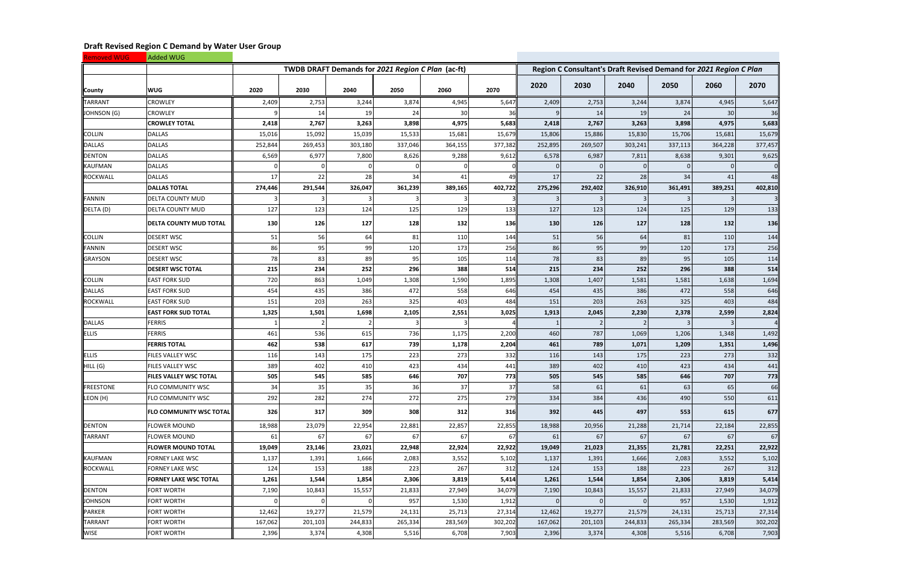## Draft Revised Region C Demand by Water User Group

| Removed WUG | Added WUG | | | | | | | | | | | | |
|---|---|---|---|---|---|---|---|---|---|---|---|---|---|
| | | TWDB DRAFT Demands for *2021 Region C Plan* (ac-ft) | | | | | | Region C Consultant's Draft Revised Demand for *2021 Region C Plan* | | | | | |
| **County** | **WUG** | **2020** | **2030** | **2040** | **2050** | **2060** | **2070** | **2020** | **2030** | **2040** | **2050** | **2060** | **2070** |
| TARRANT | CROWLEY | 2,409 | 2,753 | 3,244 | 3,874 | 4,945 | 5,647 | 2,409 | 2,753 | 3,244 | 3,874 | 4,945 | 5,647 |
| JOHNSON (G) | CROWLEY | 9 | 14 | 19 | 24 | 30 | 36 | 9 | 14 | 19 | 24 | 30 | 36 |
| | **CROWLEY TOTAL** | **2,418** | **2,767** | **3,263** | **3,898** | **4,975** | **5,683** | **2,418** | **2,767** | **3,263** | **3,898** | **4,975** | **5,683** |
| COLLIN | DALLAS | 15,016 | 15,092 | 15,039 | 15,533 | 15,681 | 15,679 | 15,806 | 15,886 | 15,830 | 15,706 | 15,681 | 15,679 |
| DALLAS | DALLAS | 252,844 | 269,453 | 303,180 | 337,046 | 364,155 | 377,382 | 252,895 | 269,507 | 303,241 | 337,113 | 364,228 | 377,457 |
| DENTON | DALLAS | 6,569 | 6,977 | 7,800 | 8,626 | 9,288 | 9,612 | 6,578 | 6,987 | 7,811 | 8,638 | 9,301 | 9,625 |
| KAUFMAN | DALLAS | 0 | 0 | 0 | 0 | 0 | 0 | 0 | 0 | 0 | 0 | 0 | 0 |
| ROCKWALL | DALLAS | 17 | 22 | 28 | 34 | 41 | 49 | 17 | 22 | 28 | 34 | 41 | 48 |
| | **DALLAS TOTAL** | **274,446** | **291,544** | **326,047** | **361,239** | **389,165** | **402,722** | **275,296** | **292,402** | **326,910** | **361,491** | **389,251** | **402,810** |
| FANNIN | DELTA COUNTY MUD | 3 | 3 | 3 | 3 | 3 | 3 | 3 | 3 | 3 | 3 | 3 | 3 |
| DELTA (D) | DELTA COUNTY MUD | 127 | 123 | 124 | 125 | 129 | 133 | 127 | 123 | 124 | 125 | 129 | 133 |
| | **DELTA COUNTY MUD TOTAL** | **130** | **126** | **127** | **128** | **132** | **136** | **130** | **126** | **127** | **128** | **132** | **136** |
| COLLIN | DESERT WSC | 51 | 56 | 64 | 81 | 110 | 144 | 51 | 56 | 64 | 81 | 110 | 144 |
| FANNIN | DESERT WSC | 86 | 95 | 99 | 120 | 173 | 256 | 86 | 95 | 99 | 120 | 173 | 256 |
| GRAYSON | DESERT WSC | 78 | 83 | 89 | 95 | 105 | 114 | 78 | 83 | 89 | 95 | 105 | 114 |
| | **DESERT WSC TOTAL** | **215** | **234** | **252** | **296** | **388** | **514** | **215** | **234** | **252** | **296** | **388** | **514** |
| COLLIN | EAST FORK SUD | 720 | 863 | 1,049 | 1,308 | 1,590 | 1,895 | 1,308 | 1,407 | 1,581 | 1,581 | 1,638 | 1,694 |
| DALLAS | EAST FORK SUD | 454 | 435 | 386 | 472 | 558 | 646 | 454 | 435 | 386 | 472 | 558 | 646 |
| ROCKWALL | EAST FORK SUD | 151 | 203 | 263 | 325 | 403 | 484 | 151 | 203 | 263 | 325 | 403 | 484 |
| | **EAST FORK SUD TOTAL** | **1,325** | **1,501** | **1,698** | **2,105** | **2,551** | **3,025** | **1,913** | **2,045** | **2,230** | **2,378** | **2,599** | **2,824** |
| DALLAS | FERRIS | 1 | 2 | 2 | 3 | 3 | 4 | 1 | 2 | 2 | 3 | 3 | 4 |
| ELLIS | FERRIS | 461 | 536 | 615 | 736 | 1,175 | 2,200 | 460 | 787 | 1,069 | 1,206 | 1,348 | 1,492 |
| | **FERRIS TOTAL** | **462** | **538** | **617** | **739** | **1,178** | **2,204** | **461** | **789** | **1,071** | **1,209** | **1,351** | **1,496** |
| ELLIS | FILES VALLEY WSC | 116 | 143 | 175 | 223 | 273 | 332 | 116 | 143 | 175 | 223 | 273 | 332 |
| HILL (G) | FILES VALLEY WSC | 389 | 402 | 410 | 423 | 434 | 441 | 389 | 402 | 410 | 423 | 434 | 441 |
| | **FILES VALLEY WSC TOTAL** | **505** | **545** | **585** | **646** | **707** | **773** | **505** | **545** | **585** | **646** | **707** | **773** |
| FREESTONE | FLO COMMUNITY WSC | 34 | 35 | 35 | 36 | 37 | 37 | 58 | 61 | 61 | 63 | 65 | 66 |
| LEON (H) | FLO COMMUNITY WSC | 292 | 282 | 274 | 272 | 275 | 279 | 334 | 384 | 436 | 490 | 550 | 611 |
| | **FLO COMMUNITY WSC TOTAL** | **326** | **317** | **309** | **308** | **312** | **316** | **392** | **445** | **497** | **553** | **615** | **677** |
| DENTON | FLOWER MOUND | 18,988 | 23,079 | 22,954 | 22,881 | 22,857 | 22,855 | 18,988 | 20,956 | 21,288 | 21,714 | 22,184 | 22,855 |
| TARRANT | FLOWER MOUND | 61 | 67 | 67 | 67 | 67 | 67 | 61 | 67 | 67 | 67 | 67 | 67 |
| | **FLOWER MOUND TOTAL** | **19,049** | **23,146** | **23,021** | **22,948** | **22,924** | **22,922** | **19,049** | **21,023** | **21,355** | **21,781** | **22,251** | **22,922** |
| KAUFMAN | FORNEY LAKE WSC | 1,137 | 1,391 | 1,666 | 2,083 | 3,552 | 5,102 | 1,137 | 1,391 | 1,666 | 2,083 | 3,552 | 5,102 |
| ROCKWALL | FORNEY LAKE WSC | 124 | 153 | 188 | 223 | 267 | 312 | 124 | 153 | 188 | 223 | 267 | 312 |
| | **FORNEY LAKE WSC TOTAL** | **1,261** | **1,544** | **1,854** | **2,306** | **3,819** | **5,414** | **1,261** | **1,544** | **1,854** | **2,306** | **3,819** | **5,414** |
| DENTON | FORT WORTH | 7,190 | 10,843 | 15,557 | 21,833 | 27,949 | 34,079 | 7,190 | 10,843 | 15,557 | 21,833 | 27,949 | 34,079 |
| JOHNSON | FORT WORTH | 0 | 0 | 0 | 957 | 1,530 | 1,912 | 0 | 0 | 0 | 957 | 1,530 | 1,912 |
| PARKER | FORT WORTH | 12,462 | 19,277 | 21,579 | 24,131 | 25,713 | 27,314 | 12,462 | 19,277 | 21,579 | 24,131 | 25,713 | 27,314 |
| TARRANT | FORT WORTH | 167,062 | 201,103 | 244,833 | 265,334 | 283,569 | 302,202 | 167,062 | 201,103 | 244,833 | 265,334 | 283,569 | 302,202 |
| WISE | FORT WORTH | 2,396 | 3,374 | 4,308 | 5,516 | 6,708 | 7,903 | 2,396 | 3,374 | 4,308 | 5,516 | 6,708 | 7,903 |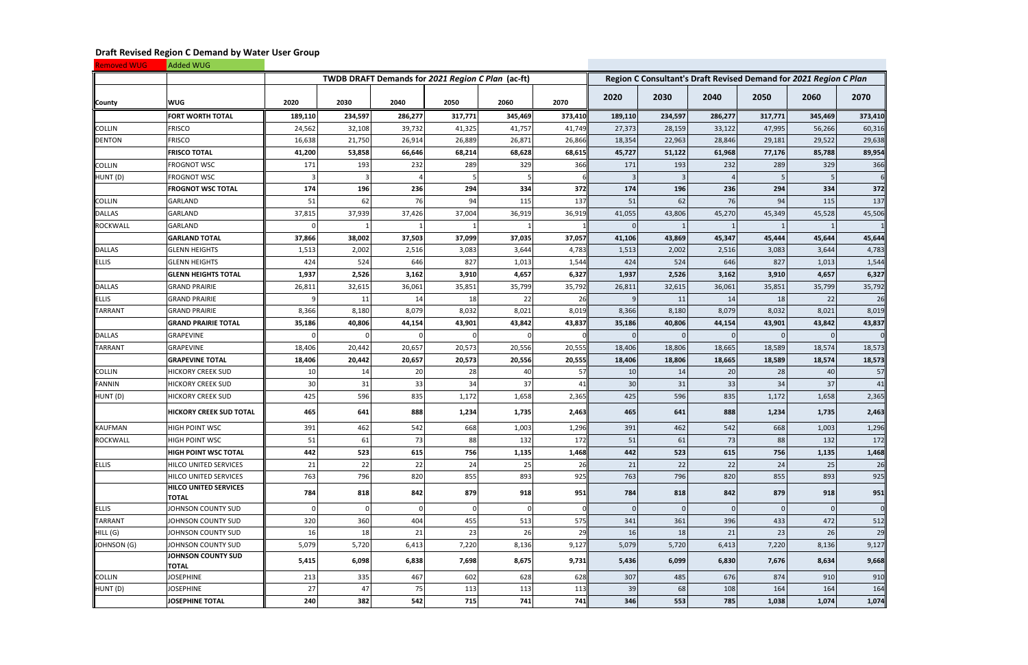## Draft Revised Region C Demand by Water User Group

Removed WUG | Added WUG

| County | WUG | TWDB DRAFT Demands for *2021 Region C Plan* (ac-ft) | | | | | | Region C Consultant's Draft Revised Demand for *2021 Region C Plan* | | | | | |
|---|---|---|---|---|---|---|---|---|---|---|---|---|---|
| | | 2020 | 2030 | 2040 | 2050 | 2060 | 2070 | 2020 | 2030 | 2040 | 2050 | 2060 | 2070 |
| | **FORT WORTH TOTAL** | **189,110** | **234,597** | **286,277** | **317,771** | **345,469** | **373,410** | **189,110** | **234,597** | **286,277** | **317,771** | **345,469** | **373,410** |
| COLLIN | FRISCO | 24,562 | 32,108 | 39,732 | 41,325 | 41,757 | 41,749 | 27,373 | 28,159 | 33,122 | 47,995 | 56,266 | 60,316 |
| DENTON | FRISCO | 16,638 | 21,750 | 26,914 | 26,889 | 26,871 | 26,866 | 18,354 | 22,963 | 28,846 | 29,181 | 29,522 | 29,638 |
| | **FRISCO TOTAL** | **41,200** | **53,858** | **66,646** | **68,214** | **68,628** | **68,615** | **45,727** | **51,122** | **61,968** | **77,176** | **85,788** | **89,954** |
| COLLIN | FROGNOT WSC | 171 | 193 | 232 | 289 | 329 | 366 | 171 | 193 | 232 | 289 | 329 | 366 |
| HUNT (D) | FROGNOT WSC | 3 | 3 | 4 | 5 | 5 | 6 | 3 | 3 | 4 | 5 | 5 | 6 |
| | **FROGNOT WSC TOTAL** | **174** | **196** | **236** | **294** | **334** | **372** | **174** | **196** | **236** | **294** | **334** | **372** |
| COLLIN | GARLAND | 51 | 62 | 76 | 94 | 115 | 137 | 51 | 62 | 76 | 94 | 115 | 137 |
| DALLAS | GARLAND | 37,815 | 37,939 | 37,426 | 37,004 | 36,919 | 36,919 | 41,055 | 43,806 | 45,270 | 45,349 | 45,528 | 45,506 |
| ROCKWALL | GARLAND | 0 | 1 | 1 | 1 | 1 | 1 | 0 | 1 | 1 | 1 | 1 | 1 |
| | **GARLAND TOTAL** | **37,866** | **38,002** | **37,503** | **37,099** | **37,035** | **37,057** | **41,106** | **43,869** | **45,347** | **45,444** | **45,644** | **45,644** |
| DALLAS | GLENN HEIGHTS | 1,513 | 2,002 | 2,516 | 3,083 | 3,644 | 4,783 | 1,513 | 2,002 | 2,516 | 3,083 | 3,644 | 4,783 |
| ELLIS | GLENN HEIGHTS | 424 | 524 | 646 | 827 | 1,013 | 1,544 | 424 | 524 | 646 | 827 | 1,013 | 1,544 |
| | **GLENN HEIGHTS TOTAL** | **1,937** | **2,526** | **3,162** | **3,910** | **4,657** | **6,327** | **1,937** | **2,526** | **3,162** | **3,910** | **4,657** | **6,327** |
| DALLAS | GRAND PRAIRIE | 26,811 | 32,615 | 36,061 | 35,851 | 35,799 | 35,792 | 26,811 | 32,615 | 36,061 | 35,851 | 35,799 | 35,792 |
| ELLIS | GRAND PRAIRIE | 9 | 11 | 14 | 18 | 22 | 26 | 9 | 11 | 14 | 18 | 22 | 26 |
| TARRANT | GRAND PRAIRIE | 8,366 | 8,180 | 8,079 | 8,032 | 8,021 | 8,019 | 8,366 | 8,180 | 8,079 | 8,032 | 8,021 | 8,019 |
| | **GRAND PRAIRIE TOTAL** | **35,186** | **40,806** | **44,154** | **43,901** | **43,842** | **43,837** | **35,186** | **40,806** | **44,154** | **43,901** | **43,842** | **43,837** |
| DALLAS | GRAPEVINE | 0 | 0 | 0 | 0 | 0 | 0 | 0 | 0 | 0 | 0 | 0 | 0 |
| TARRANT | GRAPEVINE | 18,406 | 20,442 | 20,657 | 20,573 | 20,556 | 20,555 | 18,406 | 18,806 | 18,665 | 18,589 | 18,574 | 18,573 |
| | **GRAPEVINE TOTAL** | **18,406** | **20,442** | **20,657** | **20,573** | **20,556** | **20,555** | **18,406** | **18,806** | **18,665** | **18,589** | **18,574** | **18,573** |
| COLLIN | HICKORY CREEK SUD | 10 | 14 | 20 | 28 | 40 | 57 | 10 | 14 | 20 | 28 | 40 | 57 |
| FANNIN | HICKORY CREEK SUD | 30 | 31 | 33 | 34 | 37 | 41 | 30 | 31 | 33 | 34 | 37 | 41 |
| HUNT (D) | HICKORY CREEK SUD | 425 | 596 | 835 | 1,172 | 1,658 | 2,365 | 425 | 596 | 835 | 1,172 | 1,658 | 2,365 |
| | **HICKORY CREEK SUD TOTAL** | **465** | **641** | **888** | **1,234** | **1,735** | **2,463** | **465** | **641** | **888** | **1,234** | **1,735** | **2,463** |
| KAUFMAN | HIGH POINT WSC | 391 | 462 | 542 | 668 | 1,003 | 1,296 | 391 | 462 | 542 | 668 | 1,003 | 1,296 |
| ROCKWALL | HIGH POINT WSC | 51 | 61 | 73 | 88 | 132 | 172 | 51 | 61 | 73 | 88 | 132 | 172 |
| | **HIGH POINT WSC TOTAL** | **442** | **523** | **615** | **756** | **1,135** | **1,468** | **442** | **523** | **615** | **756** | **1,135** | **1,468** |
| ELLIS | HILCO UNITED SERVICES | 21 | 22 | 22 | 24 | 25 | 26 | 21 | 22 | 22 | 24 | 25 | 26 |
| | HILCO UNITED SERVICES | 763 | 796 | 820 | 855 | 893 | 925 | 763 | 796 | 820 | 855 | 893 | 925 |
| | **HILCO UNITED SERVICES TOTAL** | **784** | **818** | **842** | **879** | **918** | **951** | **784** | **818** | **842** | **879** | **918** | **951** |
| ELLIS | JOHNSON COUNTY SUD | 0 | 0 | 0 | 0 | 0 | 0 | 0 | 0 | 0 | 0 | 0 | 0 |
| TARRANT | JOHNSON COUNTY SUD | 320 | 360 | 404 | 455 | 513 | 575 | 341 | 361 | 396 | 433 | 472 | 512 |
| HILL (G) | JOHNSON COUNTY SUD | 16 | 18 | 21 | 23 | 26 | 29 | 16 | 18 | 21 | 23 | 26 | 29 |
| JOHNSON (G) | JOHNSON COUNTY SUD | 5,079 | 5,720 | 6,413 | 7,220 | 8,136 | 9,127 | 5,079 | 5,720 | 6,413 | 7,220 | 8,136 | 9,127 |
| | **JOHNSON COUNTY SUD TOTAL** | **5,415** | **6,098** | **6,838** | **7,698** | **8,675** | **9,731** | **5,436** | **6,099** | **6,830** | **7,676** | **8,634** | **9,668** |
| COLLIN | JOSEPHINE | 213 | 335 | 467 | 602 | 628 | 628 | 307 | 485 | 676 | 874 | 910 | 910 |
| HUNT (D) | JOSEPHINE | 27 | 47 | 75 | 113 | 113 | 113 | 39 | 68 | 108 | 164 | 164 | 164 |
| | **JOSEPHINE TOTAL** | **240** | **382** | **542** | **715** | **741** | **741** | **346** | **553** | **785** | **1,038** | **1,074** | **1,074** |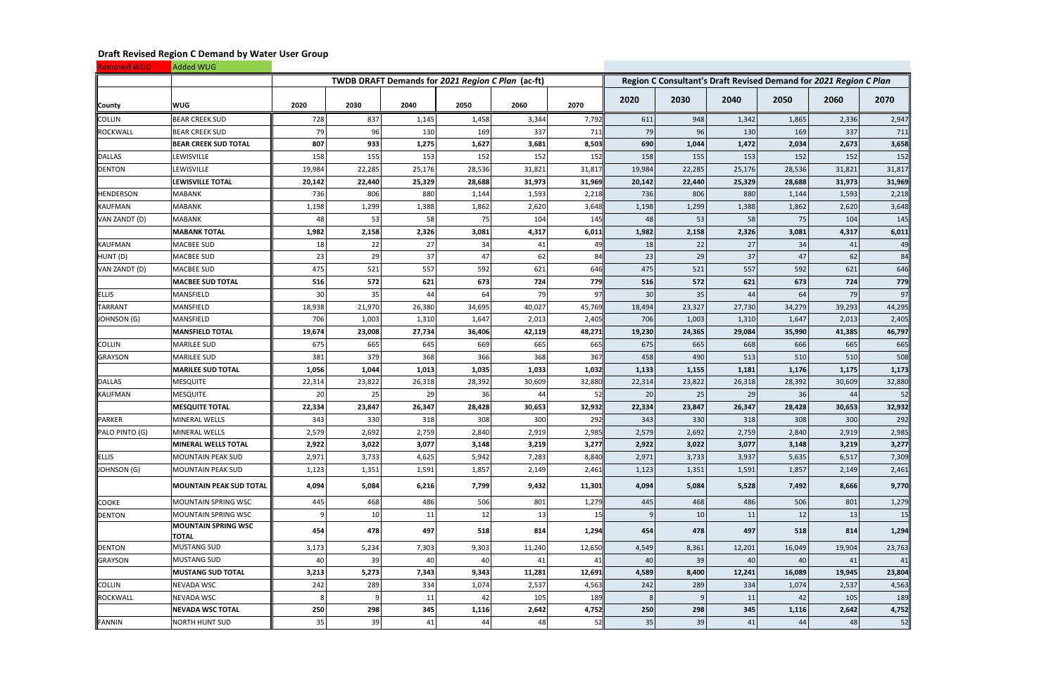## Draft Revised Region C Demand by Water User Group

| Removed WUG | Added WUG |
|---|---|

| | | TWDB DRAFT Demands for *2021 Region C Plan* (ac-ft) | | | | | | Region C Consultant's Draft Revised Demand for *2021 Region C Plan* | | | | | |
|---|---|---|---|---|---|---|---|---|---|---|---|---|---|
| County | WUG | 2020 | 2030 | 2040 | 2050 | 2060 | 2070 | 2020 | 2030 | 2040 | 2050 | 2060 | 2070 |
| COLLIN | BEAR CREEK SUD | 728 | 837 | 1,145 | 1,458 | 3,344 | 7,792 | 611 | 948 | 1,342 | 1,865 | 2,336 | 2,947 |
| ROCKWALL | BEAR CREEK SUD | 79 | 96 | 130 | 169 | 337 | 711 | 79 | 96 | 130 | 169 | 337 | 711 |
| | **BEAR CREEK SUD TOTAL** | **807** | **933** | **1,275** | **1,627** | **3,681** | **8,503** | **690** | **1,044** | **1,472** | **2,034** | **2,673** | **3,658** |
| DALLAS | LEWISVILLE | 158 | 155 | 153 | 152 | 152 | 152 | 158 | 155 | 153 | 152 | 152 | 152 |
| DENTON | LEWISVILLE | 19,984 | 22,285 | 25,176 | 28,536 | 31,821 | 31,817 | 19,984 | 22,285 | 25,176 | 28,536 | 31,821 | 31,817 |
| | **LEWISVILLE TOTAL** | **20,142** | **22,440** | **25,329** | **28,688** | **31,973** | **31,969** | **20,142** | **22,440** | **25,329** | **28,688** | **31,973** | **31,969** |
| HENDERSON | MABANK | 736 | 806 | 880 | 1,144 | 1,593 | 2,218 | 736 | 806 | 880 | 1,144 | 1,593 | 2,218 |
| KAUFMAN | MABANK | 1,198 | 1,299 | 1,388 | 1,862 | 2,620 | 3,648 | 1,198 | 1,299 | 1,388 | 1,862 | 2,620 | 3,648 |
| VAN ZANDT (D) | MABANK | 48 | 53 | 58 | 75 | 104 | 145 | 48 | 53 | 58 | 75 | 104 | 145 |
| | **MABANK TOTAL** | **1,982** | **2,158** | **2,326** | **3,081** | **4,317** | **6,011** | **1,982** | **2,158** | **2,326** | **3,081** | **4,317** | **6,011** |
| KAUFMAN | MACBEE SUD | 18 | 22 | 27 | 34 | 41 | 49 | 18 | 22 | 27 | 34 | 41 | 49 |
| HUNT (D) | MACBEE SUD | 23 | 29 | 37 | 47 | 62 | 84 | 23 | 29 | 37 | 47 | 62 | 84 |
| VAN ZANDT (D) | MACBEE SUD | 475 | 521 | 557 | 592 | 621 | 646 | 475 | 521 | 557 | 592 | 621 | 646 |
| | **MACBEE SUD TOTAL** | **516** | **572** | **621** | **673** | **724** | **779** | **516** | **572** | **621** | **673** | **724** | **779** |
| ELLIS | MANSFIELD | 30 | 35 | 44 | 64 | 79 | 97 | 30 | 35 | 44 | 64 | 79 | 97 |
| TARRANT | MANSFIELD | 18,938 | 21,970 | 26,380 | 34,695 | 40,027 | 45,769 | 18,494 | 23,327 | 27,730 | 34,279 | 39,293 | 44,295 |
| JOHNSON (G) | MANSFIELD | 706 | 1,003 | 1,310 | 1,647 | 2,013 | 2,405 | 706 | 1,003 | 1,310 | 1,647 | 2,013 | 2,405 |
| | **MANSFIELD TOTAL** | **19,674** | **23,008** | **27,734** | **36,406** | **42,119** | **48,271** | **19,230** | **24,365** | **29,084** | **35,990** | **41,385** | **46,797** |
| COLLIN | MARILEE SUD | 675 | 665 | 645 | 669 | 665 | 665 | 675 | 665 | 668 | 666 | 665 | 665 |
| GRAYSON | MARILEE SUD | 381 | 379 | 368 | 366 | 368 | 367 | 458 | 490 | 513 | 510 | 510 | 508 |
| | **MARILEE SUD TOTAL** | **1,056** | **1,044** | **1,013** | **1,035** | **1,033** | **1,032** | **1,133** | **1,155** | **1,181** | **1,176** | **1,175** | **1,173** |
| DALLAS | MESQUITE | 22,314 | 23,822 | 26,318 | 28,392 | 30,609 | 32,880 | 22,314 | 23,822 | 26,318 | 28,392 | 30,609 | 32,880 |
| KAUFMAN | MESQUITE | 20 | 25 | 29 | 36 | 44 | 52 | 20 | 25 | 29 | 36 | 44 | 52 |
| | **MESQUITE TOTAL** | **22,334** | **23,847** | **26,347** | **28,428** | **30,653** | **32,932** | **22,334** | **23,847** | **26,347** | **28,428** | **30,653** | **32,932** |
| PARKER | MINERAL WELLS | 343 | 330 | 318 | 308 | 300 | 292 | 343 | 330 | 318 | 308 | 300 | 292 |
| PALO PINTO (G) | MINERAL WELLS | 2,579 | 2,692 | 2,759 | 2,840 | 2,919 | 2,985 | 2,579 | 2,692 | 2,759 | 2,840 | 2,919 | 2,985 |
| | **MINERAL WELLS TOTAL** | **2,922** | **3,022** | **3,077** | **3,148** | **3,219** | **3,277** | **2,922** | **3,022** | **3,077** | **3,148** | **3,219** | **3,277** |
| ELLIS | MOUNTAIN PEAK SUD | 2,971 | 3,733 | 4,625 | 5,942 | 7,283 | 8,840 | 2,971 | 3,733 | 3,937 | 5,635 | 6,517 | 7,309 |
| JOHNSON (G) | MOUNTAIN PEAK SUD | 1,123 | 1,351 | 1,591 | 1,857 | 2,149 | 2,461 | 1,123 | 1,351 | 1,591 | 1,857 | 2,149 | 2,461 |
| | **MOUNTAIN PEAK SUD TOTAL** | **4,094** | **5,084** | **6,216** | **7,799** | **9,432** | **11,301** | **4,094** | **5,084** | **5,528** | **7,492** | **8,666** | **9,770** |
| COOKE | MOUNTAIN SPRING WSC | 445 | 468 | 486 | 506 | 801 | 1,279 | 445 | 468 | 486 | 506 | 801 | 1,279 |
| DENTON | MOUNTAIN SPRING WSC | 9 | 10 | 11 | 12 | 13 | 15 | 9 | 10 | 11 | 12 | 13 | 15 |
| | **MOUNTAIN SPRING WSC TOTAL** | **454** | **478** | **497** | **518** | **814** | **1,294** | **454** | **478** | **497** | **518** | **814** | **1,294** |
| DENTON | MUSTANG SUD | 3,173 | 5,234 | 7,303 | 9,303 | 11,240 | 12,650 | 4,549 | 8,361 | 12,201 | 16,049 | 19,904 | 23,763 |
| GRAYSON | MUSTANG SUD | 40 | 39 | 40 | 40 | 41 | 41 | 40 | 39 | 40 | 40 | 41 | 41 |
| | **MUSTANG SUD TOTAL** | **3,213** | **5,273** | **7,343** | **9,343** | **11,281** | **12,691** | **4,589** | **8,400** | **12,241** | **16,089** | **19,945** | **23,804** |
| COLLIN | NEVADA WSC | 242 | 289 | 334 | 1,074 | 2,537 | 4,563 | 242 | 289 | 334 | 1,074 | 2,537 | 4,563 |
| ROCKWALL | NEVADA WSC | 8 | 9 | 11 | 42 | 105 | 189 | 8 | 9 | 11 | 42 | 105 | 189 |
| | **NEVADA WSC TOTAL** | **250** | **298** | **345** | **1,116** | **2,642** | **4,752** | **250** | **298** | **345** | **1,116** | **2,642** | **4,752** |
| FANNIN | NORTH HUNT SUD | 35 | 39 | 41 | 44 | 48 | 52 | 35 | 39 | 41 | 44 | 48 | 52 |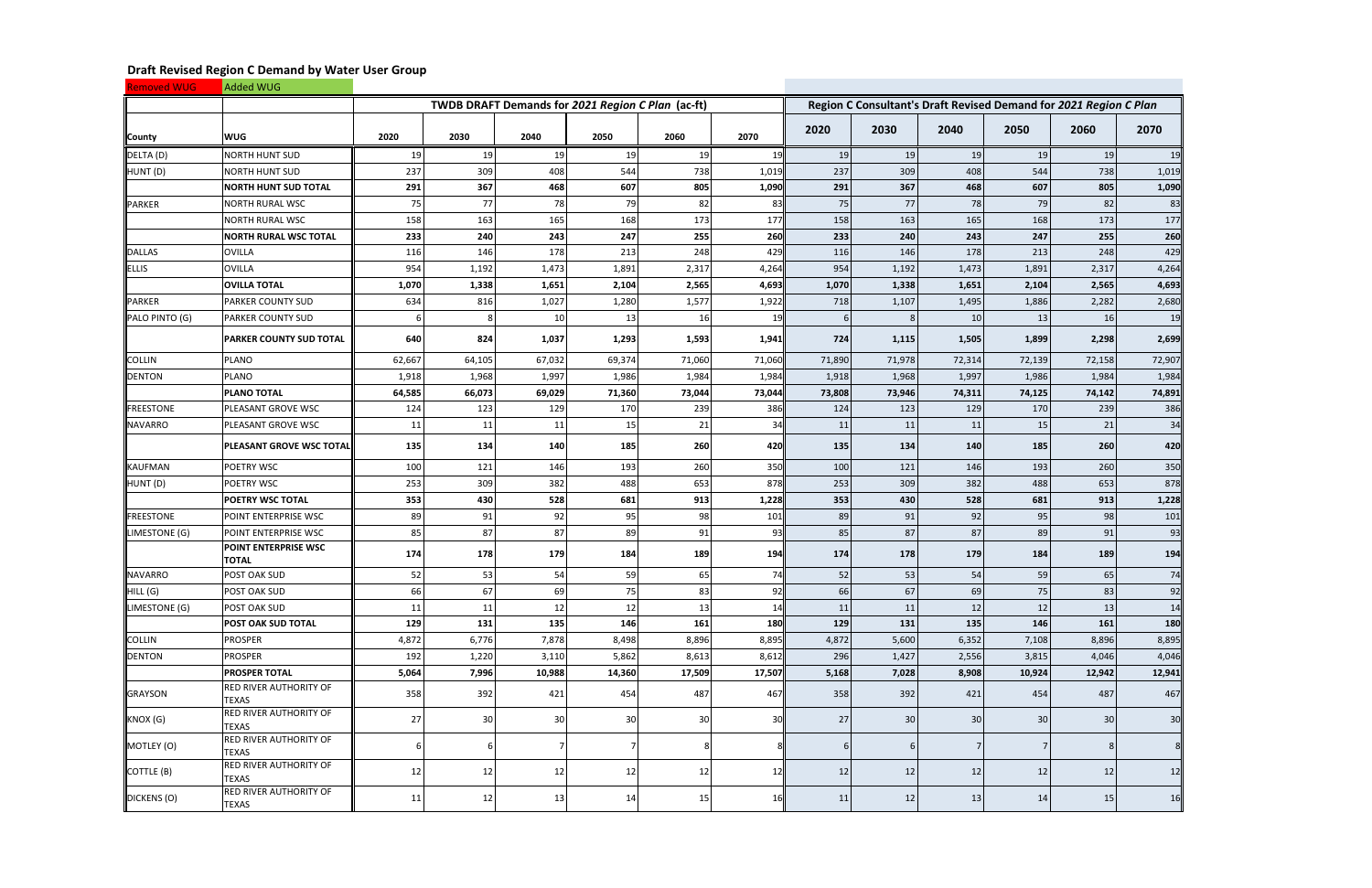## Draft Revised Region C Demand by Water User Group

Removed WUG | Added WUG

| | | TWDB DRAFT Demands for *2021 Region C Plan* (ac-ft) | | | | | | Region C Consultant's Draft Revised Demand for *2021 Region C Plan* | | | | | |
|---|---|---|---|---|---|---|---|---|---|---|---|---|---|
| **County** | **WUG** | **2020** | **2030** | **2040** | **2050** | **2060** | **2070** | **2020** | **2030** | **2040** | **2050** | **2060** | **2070** |
| DELTA (D) | NORTH HUNT SUD | 19 | 19 | 19 | 19 | 19 | 19 | 19 | 19 | 19 | 19 | 19 | 19 |
| HUNT (D) | NORTH HUNT SUD | 237 | 309 | 408 | 544 | 738 | 1,019 | 237 | 309 | 408 | 544 | 738 | 1,019 |
| | **NORTH HUNT SUD TOTAL** | **291** | **367** | **468** | **607** | **805** | **1,090** | **291** | **367** | **468** | **607** | **805** | **1,090** |
| PARKER | NORTH RURAL WSC | 75 | 77 | 78 | 79 | 82 | 83 | 75 | 77 | 78 | 79 | 82 | 83 |
| | NORTH RURAL WSC | 158 | 163 | 165 | 168 | 173 | 177 | 158 | 163 | 165 | 168 | 173 | 177 |
| | **NORTH RURAL WSC TOTAL** | **233** | **240** | **243** | **247** | **255** | **260** | **233** | **240** | **243** | **247** | **255** | **260** |
| DALLAS | OVILLA | 116 | 146 | 178 | 213 | 248 | 429 | 116 | 146 | 178 | 213 | 248 | 429 |
| ELLIS | OVILLA | 954 | 1,192 | 1,473 | 1,891 | 2,317 | 4,264 | 954 | 1,192 | 1,473 | 1,891 | 2,317 | 4,264 |
| | **OVILLA TOTAL** | **1,070** | **1,338** | **1,651** | **2,104** | **2,565** | **4,693** | **1,070** | **1,338** | **1,651** | **2,104** | **2,565** | **4,693** |
| PARKER | PARKER COUNTY SUD | 634 | 816 | 1,027 | 1,280 | 1,577 | 1,922 | 718 | 1,107 | 1,495 | 1,886 | 2,282 | 2,680 |
| PALO PINTO (G) | PARKER COUNTY SUD | 6 | 8 | 10 | 13 | 16 | 19 | 6 | 8 | 10 | 13 | 16 | 19 |
| | **PARKER COUNTY SUD TOTAL** | **640** | **824** | **1,037** | **1,293** | **1,593** | **1,941** | **724** | **1,115** | **1,505** | **1,899** | **2,298** | **2,699** |
| COLLIN | PLANO | 62,667 | 64,105 | 67,032 | 69,374 | 71,060 | 71,060 | 71,890 | 71,978 | 72,314 | 72,139 | 72,158 | 72,907 |
| DENTON | PLANO | 1,918 | 1,968 | 1,997 | 1,986 | 1,984 | 1,984 | 1,918 | 1,968 | 1,997 | 1,986 | 1,984 | 1,984 |
| | **PLANO TOTAL** | **64,585** | **66,073** | **69,029** | **71,360** | **73,044** | **73,044** | **73,808** | **73,946** | **74,311** | **74,125** | **74,142** | **74,891** |
| FREESTONE | PLEASANT GROVE WSC | 124 | 123 | 129 | 170 | 239 | 386 | 124 | 123 | 129 | 170 | 239 | 386 |
| NAVARRO | PLEASANT GROVE WSC | 11 | 11 | 11 | 15 | 21 | 34 | 11 | 11 | 11 | 15 | 21 | 34 |
| | **PLEASANT GROVE WSC TOTAL** | **135** | **134** | **140** | **185** | **260** | **420** | **135** | **134** | **140** | **185** | **260** | **420** |
| KAUFMAN | POETRY WSC | 100 | 121 | 146 | 193 | 260 | 350 | 100 | 121 | 146 | 193 | 260 | 350 |
| HUNT (D) | POETRY WSC | 253 | 309 | 382 | 488 | 653 | 878 | 253 | 309 | 382 | 488 | 653 | 878 |
| | **POETRY WSC TOTAL** | **353** | **430** | **528** | **681** | **913** | **1,228** | **353** | **430** | **528** | **681** | **913** | **1,228** |
| FREESTONE | POINT ENTERPRISE WSC | 89 | 91 | 92 | 95 | 98 | 101 | 89 | 91 | 92 | 95 | 98 | 101 |
| LIMESTONE (G) | POINT ENTERPRISE WSC | 85 | 87 | 87 | 89 | 91 | 93 | 85 | 87 | 87 | 89 | 91 | 93 |
| | **POINT ENTERPRISE WSC TOTAL** | **174** | **178** | **179** | **184** | **189** | **194** | **174** | **178** | **179** | **184** | **189** | **194** |
| NAVARRO | POST OAK SUD | 52 | 53 | 54 | 59 | 65 | 74 | 52 | 53 | 54 | 59 | 65 | 74 |
| HILL (G) | POST OAK SUD | 66 | 67 | 69 | 75 | 83 | 92 | 66 | 67 | 69 | 75 | 83 | 92 |
| LIMESTONE (G) | POST OAK SUD | 11 | 11 | 12 | 12 | 13 | 14 | 11 | 11 | 12 | 12 | 13 | 14 |
| | **POST OAK SUD TOTAL** | **129** | **131** | **135** | **146** | **161** | **180** | **129** | **131** | **135** | **146** | **161** | **180** |
| COLLIN | PROSPER | 4,872 | 6,776 | 7,878 | 8,498 | 8,896 | 8,895 | 4,872 | 5,600 | 6,352 | 7,108 | 8,896 | 8,895 |
| DENTON | PROSPER | 192 | 1,220 | 3,110 | 5,862 | 8,613 | 8,612 | 296 | 1,427 | 2,556 | 3,815 | 4,046 | 4,046 |
| | **PROSPER TOTAL** | **5,064** | **7,996** | **10,988** | **14,360** | **17,509** | **17,507** | **5,168** | **7,028** | **8,908** | **10,924** | **12,942** | **12,941** |
| GRAYSON | RED RIVER AUTHORITY OF TEXAS | 358 | 392 | 421 | 454 | 487 | 467 | 358 | 392 | 421 | 454 | 487 | 467 |
| KNOX (G) | RED RIVER AUTHORITY OF TEXAS | 27 | 30 | 30 | 30 | 30 | 30 | 27 | 30 | 30 | 30 | 30 | 30 |
| MOTLEY (O) | RED RIVER AUTHORITY OF TEXAS | 6 | 6 | 7 | 7 | 8 | 8 | 6 | 6 | 7 | 7 | 8 | 8 |
| COTTLE (B) | RED RIVER AUTHORITY OF TEXAS | 12 | 12 | 12 | 12 | 12 | 12 | 12 | 12 | 12 | 12 | 12 | 12 |
| DICKENS (O) | RED RIVER AUTHORITY OF TEXAS | 11 | 12 | 13 | 14 | 15 | 16 | 11 | 12 | 13 | 14 | 15 | 16 |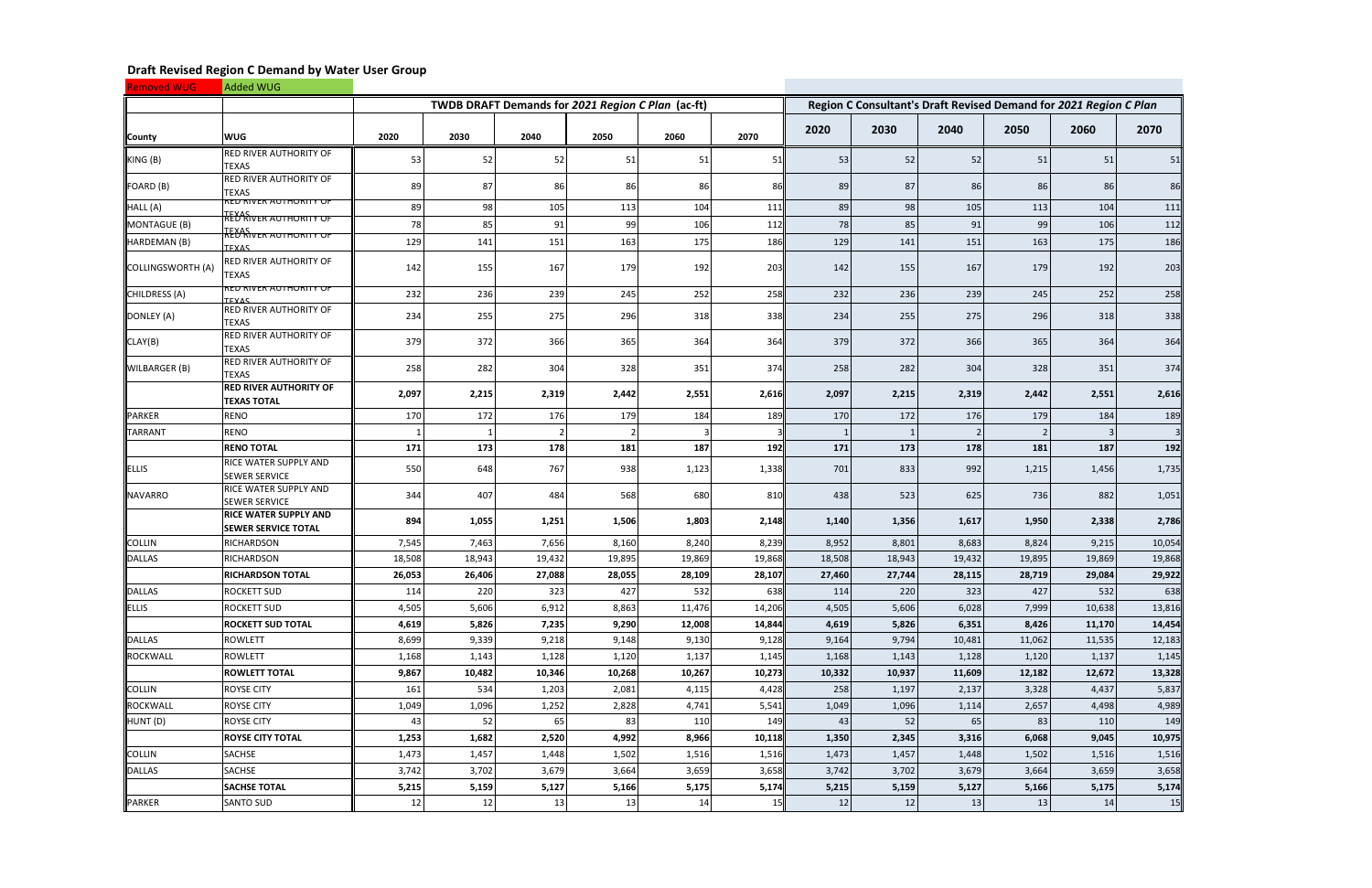## Draft Revised Region C Demand by Water User Group

Removed WUG | Added WUG

| | | TWDB DRAFT Demands for *2021 Region C Plan* (ac-ft) | | | | | | Region C Consultant's Draft Revised Demand for *2021 Region C Plan* | | | | | |
|---|---|---|---|---|---|---|---|---|---|---|---|---|---|
| **County** | **WUG** | **2020** | **2030** | **2040** | **2050** | **2060** | **2070** | **2020** | **2030** | **2040** | **2050** | **2060** | **2070** |
| KING (B) | RED RIVER AUTHORITY OF TEXAS | 53 | 52 | 52 | 51 | 51 | 51 | 53 | 52 | 52 | 51 | 51 | 51 |
| FOARD (B) | RED RIVER AUTHORITY OF TEXAS | 89 | 87 | 86 | 86 | 86 | 86 | 89 | 87 | 86 | 86 | 86 | 86 |
| HALL (A) | RED RIVER AUTHORITY OF TEXAS | 89 | 98 | 105 | 113 | 104 | 111 | 89 | 98 | 105 | 113 | 104 | 111 |
| MONTAGUE (B) | RED RIVER AUTHORITY OF TEXAS | 78 | 85 | 91 | 99 | 106 | 112 | 78 | 85 | 91 | 99 | 106 | 112 |
| HARDEMAN (B) | RED RIVER AUTHORITY OF TEXAS | 129 | 141 | 151 | 163 | 175 | 186 | 129 | 141 | 151 | 163 | 175 | 186 |
| COLLINGSWORTH (A) | RED RIVER AUTHORITY OF TEXAS | 142 | 155 | 167 | 179 | 192 | 203 | 142 | 155 | 167 | 179 | 192 | 203 |
| CHILDRESS (A) | RED RIVER AUTHORITY OF TEXAS | 232 | 236 | 239 | 245 | 252 | 258 | 232 | 236 | 239 | 245 | 252 | 258 |
| DONLEY (A) | RED RIVER AUTHORITY OF TEXAS | 234 | 255 | 275 | 296 | 318 | 338 | 234 | 255 | 275 | 296 | 318 | 338 |
| CLAY(B) | RED RIVER AUTHORITY OF TEXAS | 379 | 372 | 366 | 365 | 364 | 364 | 379 | 372 | 366 | 365 | 364 | 364 |
| WILBARGER (B) | RED RIVER AUTHORITY OF TEXAS | 258 | 282 | 304 | 328 | 351 | 374 | 258 | 282 | 304 | 328 | 351 | 374 |
| | **RED RIVER AUTHORITY OF TEXAS TOTAL** | **2,097** | **2,215** | **2,319** | **2,442** | **2,551** | **2,616** | **2,097** | **2,215** | **2,319** | **2,442** | **2,551** | **2,616** |
| PARKER | RENO | 170 | 172 | 176 | 179 | 184 | 189 | 170 | 172 | 176 | 179 | 184 | 189 |
| TARRANT | RENO | 1 | 1 | 2 | 2 | 3 | 3 | 1 | 1 | 2 | 2 | 3 | 3 |
| | **RENO TOTAL** | **171** | **173** | **178** | **181** | **187** | **192** | **171** | **173** | **178** | **181** | **187** | **192** |
| ELLIS | RICE WATER SUPPLY AND SEWER SERVICE | 550 | 648 | 767 | 938 | 1,123 | 1,338 | 701 | 833 | 992 | 1,215 | 1,456 | 1,735 |
| NAVARRO | RICE WATER SUPPLY AND SEWER SERVICE | 344 | 407 | 484 | 568 | 680 | 810 | 438 | 523 | 625 | 736 | 882 | 1,051 |
| | **RICE WATER SUPPLY AND SEWER SERVICE TOTAL** | **894** | **1,055** | **1,251** | **1,506** | **1,803** | **2,148** | **1,140** | **1,356** | **1,617** | **1,950** | **2,338** | **2,786** |
| COLLIN | RICHARDSON | 7,545 | 7,463 | 7,656 | 8,160 | 8,240 | 8,239 | 8,952 | 8,801 | 8,683 | 8,824 | 9,215 | 10,054 |
| DALLAS | RICHARDSON | 18,508 | 18,943 | 19,432 | 19,895 | 19,869 | 19,868 | 18,508 | 18,943 | 19,432 | 19,895 | 19,869 | 19,868 |
| | **RICHARDSON TOTAL** | **26,053** | **26,406** | **27,088** | **28,055** | **28,109** | **28,107** | **27,460** | **27,744** | **28,115** | **28,719** | **29,084** | **29,922** |
| DALLAS | ROCKETT SUD | 114 | 220 | 323 | 427 | 532 | 638 | 114 | 220 | 323 | 427 | 532 | 638 |
| ELLIS | ROCKETT SUD | 4,505 | 5,606 | 6,912 | 8,863 | 11,476 | 14,206 | 4,505 | 5,606 | 6,028 | 7,999 | 10,638 | 13,816 |
| | **ROCKETT SUD TOTAL** | **4,619** | **5,826** | **7,235** | **9,290** | **12,008** | **14,844** | **4,619** | **5,826** | **6,351** | **8,426** | **11,170** | **14,454** |
| DALLAS | ROWLETT | 8,699 | 9,339 | 9,218 | 9,148 | 9,130 | 9,128 | 9,164 | 9,794 | 10,481 | 11,062 | 11,535 | 12,183 |
| ROCKWALL | ROWLETT | 1,168 | 1,143 | 1,128 | 1,120 | 1,137 | 1,145 | 1,168 | 1,143 | 1,128 | 1,120 | 1,137 | 1,145 |
| | **ROWLETT TOTAL** | **9,867** | **10,482** | **10,346** | **10,268** | **10,267** | **10,273** | **10,332** | **10,937** | **11,609** | **12,182** | **12,672** | **13,328** |
| COLLIN | ROYSE CITY | 161 | 534 | 1,203 | 2,081 | 4,115 | 4,428 | 258 | 1,197 | 2,137 | 3,328 | 4,437 | 5,837 |
| ROCKWALL | ROYSE CITY | 1,049 | 1,096 | 1,252 | 2,828 | 4,741 | 5,541 | 1,049 | 1,096 | 1,114 | 2,657 | 4,498 | 4,989 |
| HUNT (D) | ROYSE CITY | 43 | 52 | 65 | 83 | 110 | 149 | 43 | 52 | 65 | 83 | 110 | 149 |
| | **ROYSE CITY TOTAL** | **1,253** | **1,682** | **2,520** | **4,992** | **8,966** | **10,118** | **1,350** | **2,345** | **3,316** | **6,068** | **9,045** | **10,975** |
| COLLIN | SACHSE | 1,473 | 1,457 | 1,448 | 1,502 | 1,516 | 1,516 | 1,473 | 1,457 | 1,448 | 1,502 | 1,516 | 1,516 |
| DALLAS | SACHSE | 3,742 | 3,702 | 3,679 | 3,664 | 3,659 | 3,658 | 3,742 | 3,702 | 3,679 | 3,664 | 3,659 | 3,658 |
| | **SACHSE TOTAL** | **5,215** | **5,159** | **5,127** | **5,166** | **5,175** | **5,174** | **5,215** | **5,159** | **5,127** | **5,166** | **5,175** | **5,174** |
| PARKER | SANTO SUD | 12 | 12 | 13 | 13 | 14 | 15 | 12 | 12 | 13 | 13 | 14 | 15 |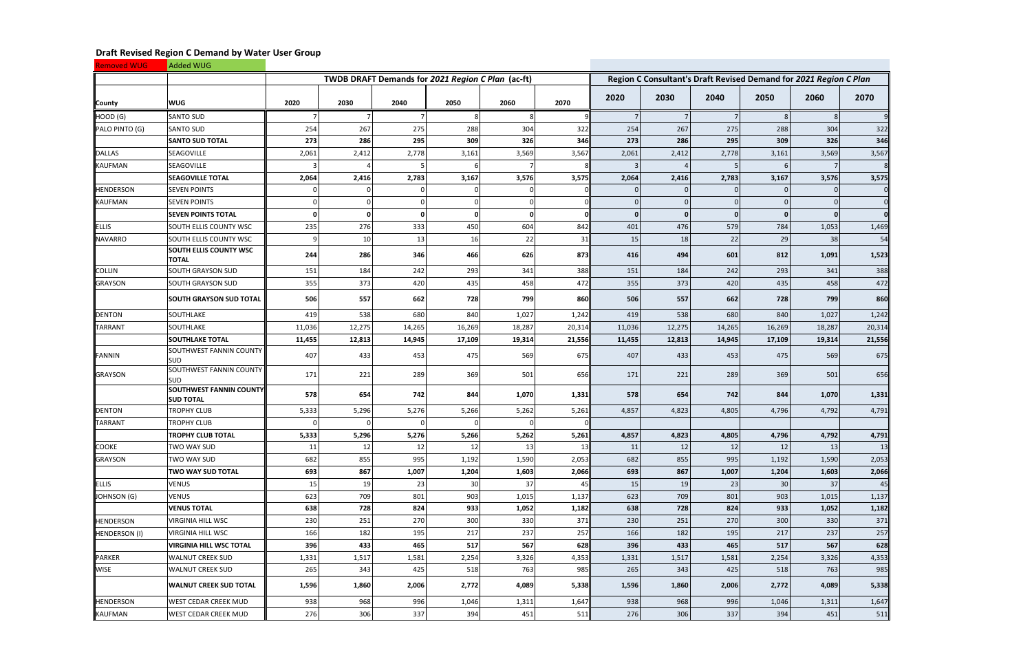## Draft Revised Region C Demand by Water User Group

Removed WUG | Added WUG

| County | WUG | TWDB DRAFT Demands for *2021 Region C Plan* (ac-ft) 2020 | 2030 | 2040 | 2050 | 2060 | 2070 | Region C Consultant's Draft Revised Demand for *2021 Region C Plan* 2020 | 2030 | 2040 | 2050 | 2060 | 2070 |
|---|---|---|---|---|---|---|---|---|---|---|---|---|---|
| HOOD (G) | SANTO SUD | 7 | 7 | 7 | 8 | 8 | 9 | 7 | 7 | 7 | 8 | 8 | 9 |
| PALO PINTO (G) | SANTO SUD | 254 | 267 | 275 | 288 | 304 | 322 | 254 | 267 | 275 | 288 | 304 | 322 |
| | **SANTO SUD TOTAL** | **273** | **286** | **295** | **309** | **326** | **346** | **273** | **286** | **295** | **309** | **326** | **346** |
| DALLAS | SEAGOVILLE | 2,061 | 2,412 | 2,778 | 3,161 | 3,569 | 3,567 | 2,061 | 2,412 | 2,778 | 3,161 | 3,569 | 3,567 |
| KAUFMAN | SEAGOVILLE | 3 | 4 | 5 | 6 | 7 | 8 | 3 | 4 | 5 | 6 | 7 | 8 |
| | **SEAGOVILLE TOTAL** | **2,064** | **2,416** | **2,783** | **3,167** | **3,576** | **3,575** | **2,064** | **2,416** | **2,783** | **3,167** | **3,576** | **3,575** |
| HENDERSON | SEVEN POINTS | 0 | 0 | 0 | 0 | 0 | 0 | 0 | 0 | 0 | 0 | 0 | 0 |
| KAUFMAN | SEVEN POINTS | 0 | 0 | 0 | 0 | 0 | 0 | 0 | 0 | 0 | 0 | 0 | 0 |
| | **SEVEN POINTS TOTAL** | **0** | **0** | **0** | **0** | **0** | **0** | **0** | **0** | **0** | **0** | **0** | **0** |
| ELLIS | SOUTH ELLIS COUNTY WSC | 235 | 276 | 333 | 450 | 604 | 842 | 401 | 476 | 579 | 784 | 1,053 | 1,469 |
| NAVARRO | SOUTH ELLIS COUNTY WSC | 9 | 10 | 13 | 16 | 22 | 31 | 15 | 18 | 22 | 29 | 38 | 54 |
| | **SOUTH ELLIS COUNTY WSC TOTAL** | **244** | **286** | **346** | **466** | **626** | **873** | **416** | **494** | **601** | **812** | **1,091** | **1,523** |
| COLLIN | SOUTH GRAYSON SUD | 151 | 184 | 242 | 293 | 341 | 388 | 151 | 184 | 242 | 293 | 341 | 388 |
| GRAYSON | SOUTH GRAYSON SUD | 355 | 373 | 420 | 435 | 458 | 472 | 355 | 373 | 420 | 435 | 458 | 472 |
| | **SOUTH GRAYSON SUD TOTAL** | **506** | **557** | **662** | **728** | **799** | **860** | **506** | **557** | **662** | **728** | **799** | **860** |
| DENTON | SOUTHLAKE | 419 | 538 | 680 | 840 | 1,027 | 1,242 | 419 | 538 | 680 | 840 | 1,027 | 1,242 |
| TARRANT | SOUTHLAKE | 11,036 | 12,275 | 14,265 | 16,269 | 18,287 | 20,314 | 11,036 | 12,275 | 14,265 | 16,269 | 18,287 | 20,314 |
| | **SOUTHLAKE TOTAL** | **11,455** | **12,813** | **14,945** | **17,109** | **19,314** | **21,556** | **11,455** | **12,813** | **14,945** | **17,109** | **19,314** | **21,556** |
| FANNIN | SOUTHWEST FANNIN COUNTY SUD | 407 | 433 | 453 | 475 | 569 | 675 | 407 | 433 | 453 | 475 | 569 | 675 |
| GRAYSON | SOUTHWEST FANNIN COUNTY SUD | 171 | 221 | 289 | 369 | 501 | 656 | 171 | 221 | 289 | 369 | 501 | 656 |
| | **SOUTHWEST FANNIN COUNTY SUD TOTAL** | **578** | **654** | **742** | **844** | **1,070** | **1,331** | **578** | **654** | **742** | **844** | **1,070** | **1,331** |
| DENTON | TROPHY CLUB | 5,333 | 5,296 | 5,276 | 5,266 | 5,262 | 5,261 | 4,857 | 4,823 | 4,805 | 4,796 | 4,792 | 4,791 |
| TARRANT | TROPHY CLUB | 0 | 0 | 0 | 0 | 0 | 0 | | | | | | |
| | **TROPHY CLUB TOTAL** | **5,333** | **5,296** | **5,276** | **5,266** | **5,262** | **5,261** | **4,857** | **4,823** | **4,805** | **4,796** | **4,792** | **4,791** |
| COOKE | TWO WAY SUD | 11 | 12 | 12 | 12 | 13 | 13 | 11 | 12 | 12 | 12 | 13 | 13 |
| GRAYSON | TWO WAY SUD | 682 | 855 | 995 | 1,192 | 1,590 | 2,053 | 682 | 855 | 995 | 1,192 | 1,590 | 2,053 |
| | **TWO WAY SUD TOTAL** | **693** | **867** | **1,007** | **1,204** | **1,603** | **2,066** | **693** | **867** | **1,007** | **1,204** | **1,603** | **2,066** |
| ELLIS | VENUS | 15 | 19 | 23 | 30 | 37 | 45 | 15 | 19 | 23 | 30 | 37 | 45 |
| JOHNSON (G) | VENUS | 623 | 709 | 801 | 903 | 1,015 | 1,137 | 623 | 709 | 801 | 903 | 1,015 | 1,137 |
| | **VENUS TOTAL** | **638** | **728** | **824** | **933** | **1,052** | **1,182** | **638** | **728** | **824** | **933** | **1,052** | **1,182** |
| HENDERSON | VIRGINIA HILL WSC | 230 | 251 | 270 | 300 | 330 | 371 | 230 | 251 | 270 | 300 | 330 | 371 |
| HENDERSON (I) | VIRGINIA HILL WSC | 166 | 182 | 195 | 217 | 237 | 257 | 166 | 182 | 195 | 217 | 237 | 257 |
| | **VIRGINIA HILL WSC TOTAL** | **396** | **433** | **465** | **517** | **567** | **628** | **396** | **433** | **465** | **517** | **567** | **628** |
| PARKER | WALNUT CREEK SUD | 1,331 | 1,517 | 1,581 | 2,254 | 3,326 | 4,353 | 1,331 | 1,517 | 1,581 | 2,254 | 3,326 | 4,353 |
| WISE | WALNUT CREEK SUD | 265 | 343 | 425 | 518 | 763 | 985 | 265 | 343 | 425 | 518 | 763 | 985 |
| | **WALNUT CREEK SUD TOTAL** | **1,596** | **1,860** | **2,006** | **2,772** | **4,089** | **5,338** | **1,596** | **1,860** | **2,006** | **2,772** | **4,089** | **5,338** |
| HENDERSON | WEST CEDAR CREEK MUD | 938 | 968 | 996 | 1,046 | 1,311 | 1,647 | 938 | 968 | 996 | 1,046 | 1,311 | 1,647 |
| KAUFMAN | WEST CEDAR CREEK MUD | 276 | 306 | 337 | 394 | 451 | 511 | 276 | 306 | 337 | 394 | 451 | 511 |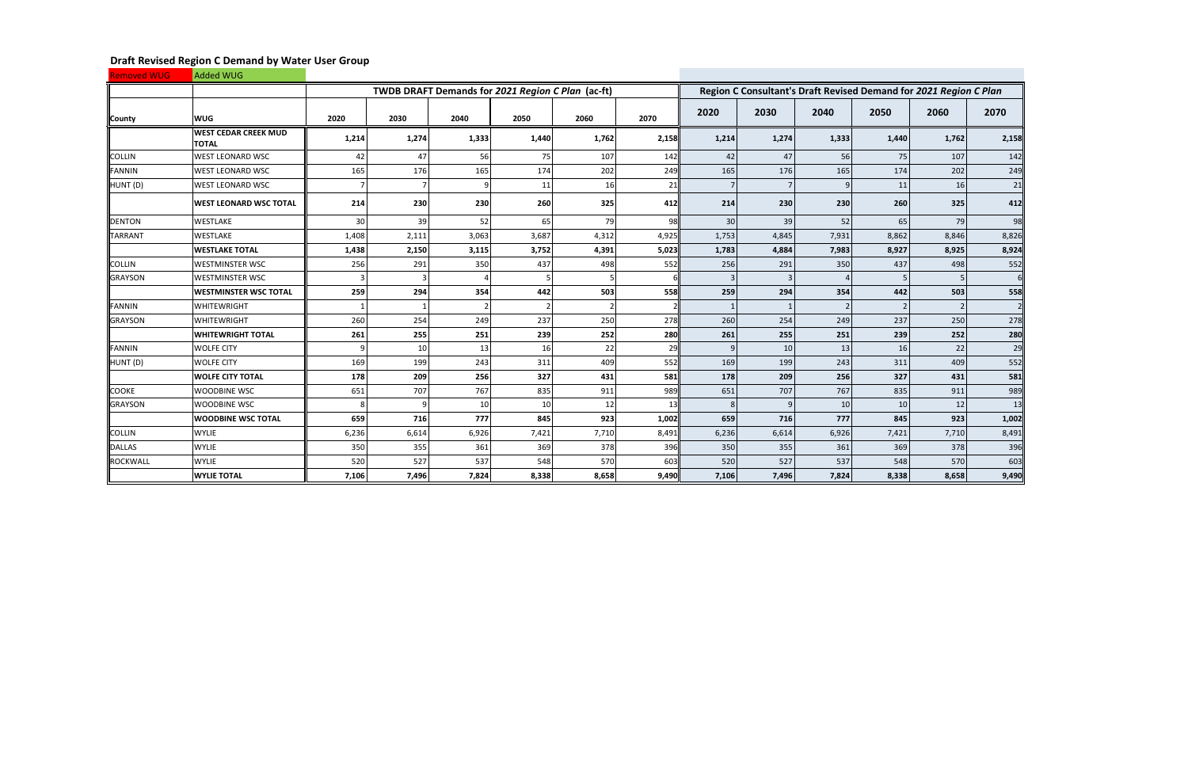## Draft Revised Region C Demand by Water User Group

Removed WUG | Added WUG

| | | TWDB DRAFT Demands for *2021 Region C Plan* (ac-ft) | | | | | | Region C Consultant's Draft Revised Demand for *2021 Region C Plan* | | | | | |
|---|---|---|---|---|---|---|---|---|---|---|---|---|---|
| **County** | **WUG** | **2020** | **2030** | **2040** | **2050** | **2060** | **2070** | **2020** | **2030** | **2040** | **2050** | **2060** | **2070** |
| | **WEST CEDAR CREEK MUD TOTAL** | **1,214** | **1,274** | **1,333** | **1,440** | **1,762** | **2,158** | **1,214** | **1,274** | **1,333** | **1,440** | **1,762** | **2,158** |
| COLLIN | WEST LEONARD WSC | 42 | 47 | 56 | 75 | 107 | 142 | 42 | 47 | 56 | 75 | 107 | 142 |
| FANNIN | WEST LEONARD WSC | 165 | 176 | 165 | 174 | 202 | 249 | 165 | 176 | 165 | 174 | 202 | 249 |
| HUNT (D) | WEST LEONARD WSC | 7 | 7 | 9 | 11 | 16 | 21 | 7 | 7 | 9 | 11 | 16 | 21 |
| | **WEST LEONARD WSC TOTAL** | **214** | **230** | **230** | **260** | **325** | **412** | **214** | **230** | **230** | **260** | **325** | **412** |
| DENTON | WESTLAKE | 30 | 39 | 52 | 65 | 79 | 98 | 30 | 39 | 52 | 65 | 79 | 98 |
| TARRANT | WESTLAKE | 1,408 | 2,111 | 3,063 | 3,687 | 4,312 | 4,925 | 1,753 | 4,845 | 7,931 | 8,862 | 8,846 | 8,826 |
| | **WESTLAKE TOTAL** | **1,438** | **2,150** | **3,115** | **3,752** | **4,391** | **5,023** | **1,783** | **4,884** | **7,983** | **8,927** | **8,925** | **8,924** |
| COLLIN | WESTMINSTER WSC | 256 | 291 | 350 | 437 | 498 | 552 | 256 | 291 | 350 | 437 | 498 | 552 |
| GRAYSON | WESTMINSTER WSC | 3 | 3 | 4 | 5 | 5 | 6 | 3 | 3 | 4 | 5 | 5 | 6 |
| | **WESTMINSTER WSC TOTAL** | **259** | **294** | **354** | **442** | **503** | **558** | **259** | **294** | **354** | **442** | **503** | **558** |
| FANNIN | WHITEWRIGHT | 1 | 1 | 2 | 2 | 2 | 2 | 1 | 1 | 2 | 2 | 2 | 2 |
| GRAYSON | WHITEWRIGHT | 260 | 254 | 249 | 237 | 250 | 278 | 260 | 254 | 249 | 237 | 250 | 278 |
| | **WHITEWRIGHT TOTAL** | **261** | **255** | **251** | **239** | **252** | **280** | **261** | **255** | **251** | **239** | **252** | **280** |
| FANNIN | WOLFE CITY | 9 | 10 | 13 | 16 | 22 | 29 | 9 | 10 | 13 | 16 | 22 | 29 |
| HUNT (D) | WOLFE CITY | 169 | 199 | 243 | 311 | 409 | 552 | 169 | 199 | 243 | 311 | 409 | 552 |
| | **WOLFE CITY TOTAL** | **178** | **209** | **256** | **327** | **431** | **581** | **178** | **209** | **256** | **327** | **431** | **581** |
| COOKE | WOODBINE WSC | 651 | 707 | 767 | 835 | 911 | 989 | 651 | 707 | 767 | 835 | 911 | 989 |
| GRAYSON | WOODBINE WSC | 8 | 9 | 10 | 10 | 12 | 13 | 8 | 9 | 10 | 10 | 12 | 13 |
| | **WOODBINE WSC TOTAL** | **659** | **716** | **777** | **845** | **923** | **1,002** | **659** | **716** | **777** | **845** | **923** | **1,002** |
| COLLIN | WYLIE | 6,236 | 6,614 | 6,926 | 7,421 | 7,710 | 8,491 | 6,236 | 6,614 | 6,926 | 7,421 | 7,710 | 8,491 |
| DALLAS | WYLIE | 350 | 355 | 361 | 369 | 378 | 396 | 350 | 355 | 361 | 369 | 378 | 396 |
| ROCKWALL | WYLIE | 520 | 527 | 537 | 548 | 570 | 603 | 520 | 527 | 537 | 548 | 570 | 603 |
| | **WYLIE TOTAL** | **7,106** | **7,496** | **7,824** | **8,338** | **8,658** | **9,490** | **7,106** | **7,496** | **7,824** | **8,338** | **8,658** | **9,490** |